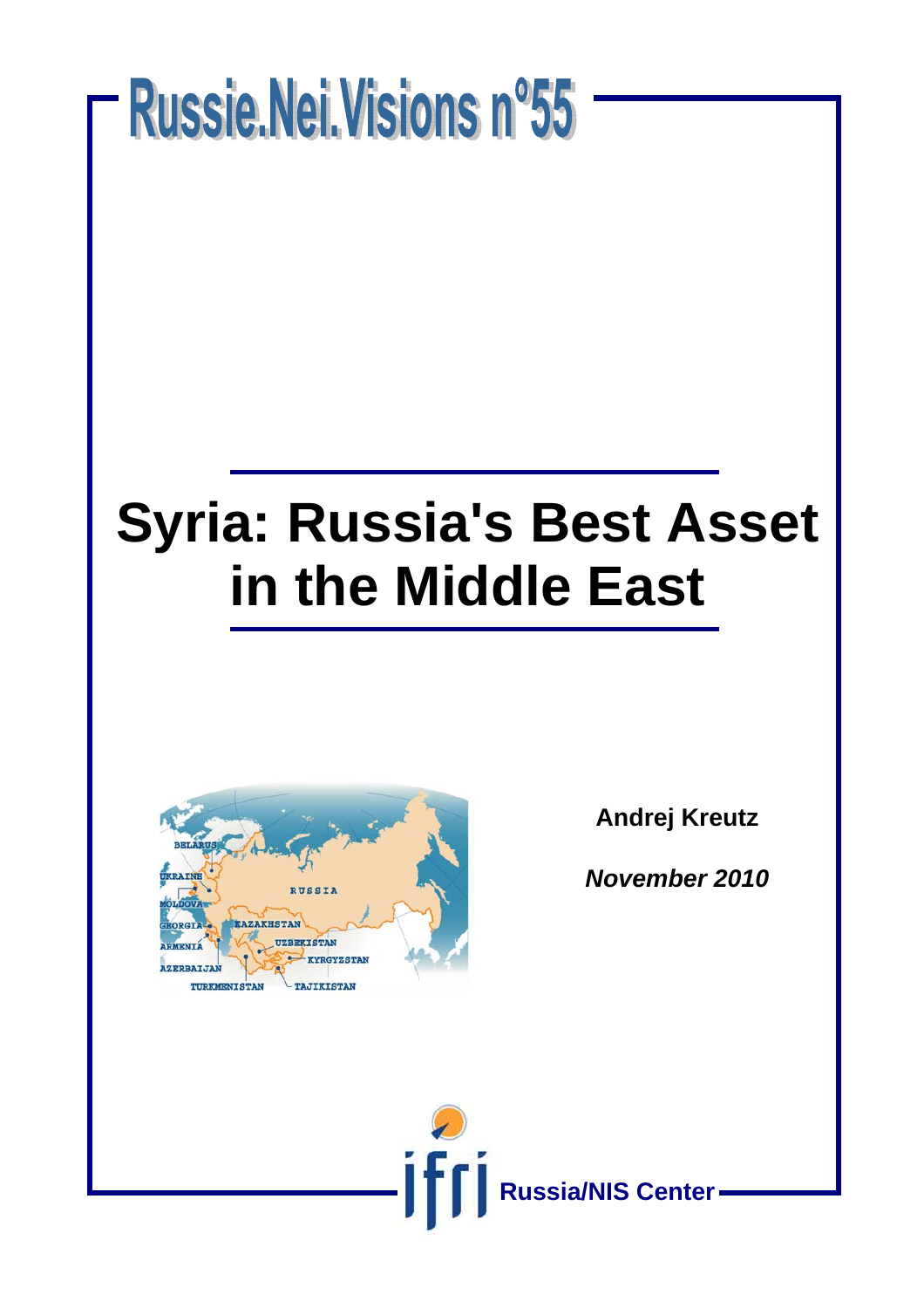Russie.Nei.Visions n°55

# Syria: Russia's Best Asset in the Middle East

**Andrej Kreutz**

***November 2010***

**Russia/NIS Center**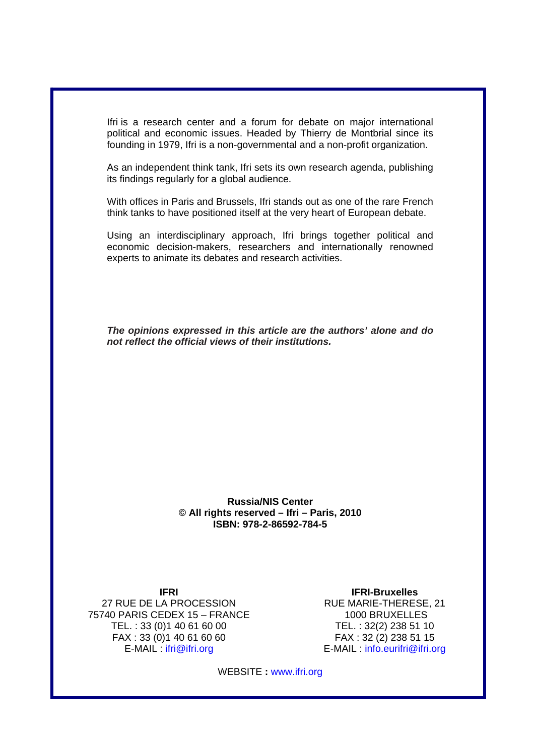Ifri is a research center and a forum for debate on major international political and economic issues. Headed by Thierry de Montbrial since its founding in 1979, Ifri is a non-governmental and a non-profit organization.

As an independent think tank, Ifri sets its own research agenda, publishing its findings regularly for a global audience.

With offices in Paris and Brussels, Ifri stands out as one of the rare French think tanks to have positioned itself at the very heart of European debate.

Using an interdisciplinary approach, Ifri brings together political and economic decision-makers, researchers and internationally renowned experts to animate its debates and research activities.

***The opinions expressed in this article are the authors' alone and do not reflect the official views of their institutions.***

**Russia/NIS Center**
**© All rights reserved – Ifri – Paris, 2010**
**ISBN: 978-2-86592-784-5**

**IFRI**
27 RUE DE LA PROCESSION
75740 PARIS CEDEX 15 – FRANCE
TEL. : 33 (0)1 40 61 60 00
FAX : 33 (0)1 40 61 60 60
E-MAIL : ifri@ifri.org

**IFRI-Bruxelles**
RUE MARIE-THERESE, 21
1000 BRUXELLES
TEL. : 32(2) 238 51 10
FAX : 32 (2) 238 51 15
E-MAIL : info.eurifri@ifri.org

WEBSITE **:** www.ifri.org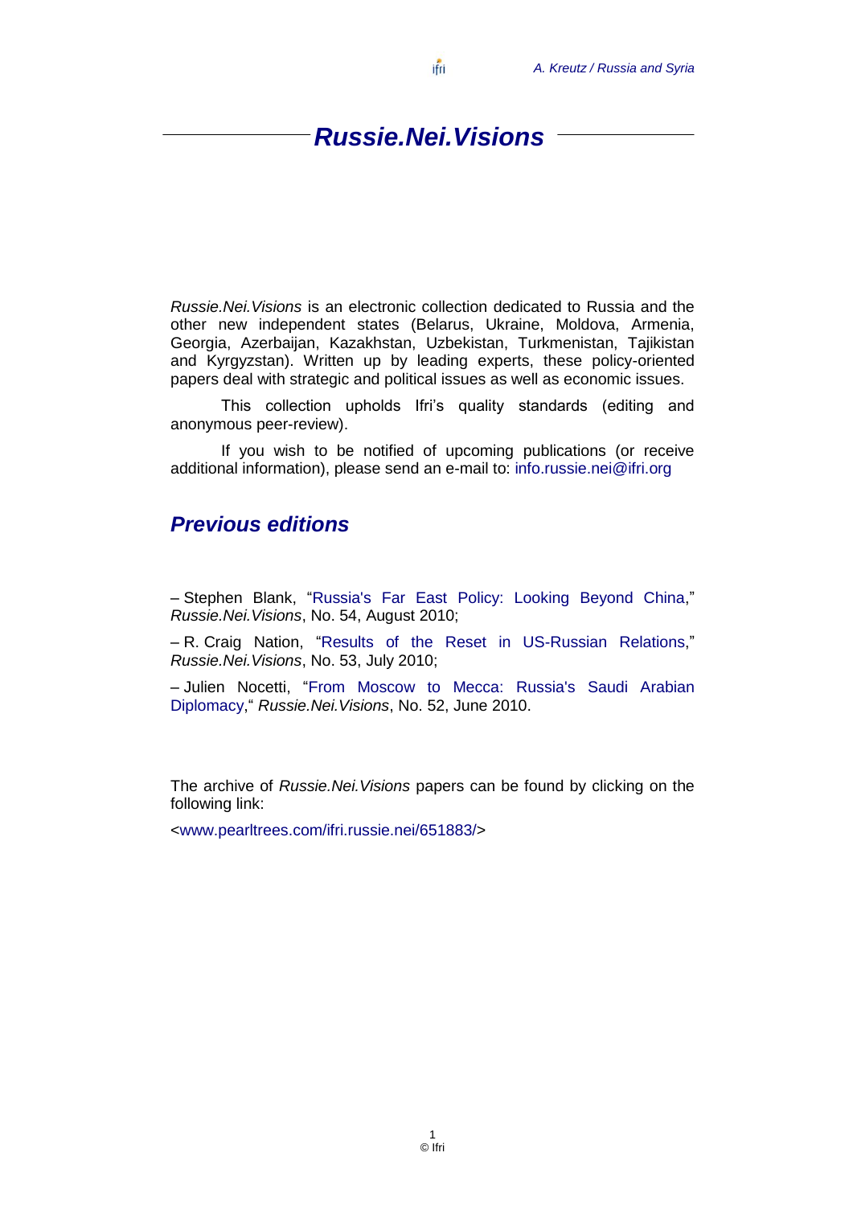# *Russie.Nei.Visions*

*Russie.Nei.Visions* is an electronic collection dedicated to Russia and the other new independent states (Belarus, Ukraine, Moldova, Armenia, Georgia, Azerbaijan, Kazakhstan, Uzbekistan, Turkmenistan, Tajikistan and Kyrgyzstan). Written up by leading experts, these policy-oriented papers deal with strategic and political issues as well as economic issues.

This collection upholds Ifri's quality standards (editing and anonymous peer-review).

If you wish to be notified of upcoming publications (or receive additional information), please send an e-mail to: info.russie.nei@ifri.org

## *Previous editions*

– Stephen Blank, "Russia's Far East Policy: Looking Beyond China," *Russie.Nei.Visions*, No. 54, August 2010;

– R. Craig Nation, "Results of the Reset in US-Russian Relations," *Russie.Nei.Visions*, No. 53, July 2010;

– Julien Nocetti, "From Moscow to Mecca: Russia's Saudi Arabian Diplomacy," *Russie.Nei.Visions*, No. 52, June 2010.

The archive of *Russie.Nei.Visions* papers can be found by clicking on the following link:

<www.pearltrees.com/ifri.russie.nei/651883/>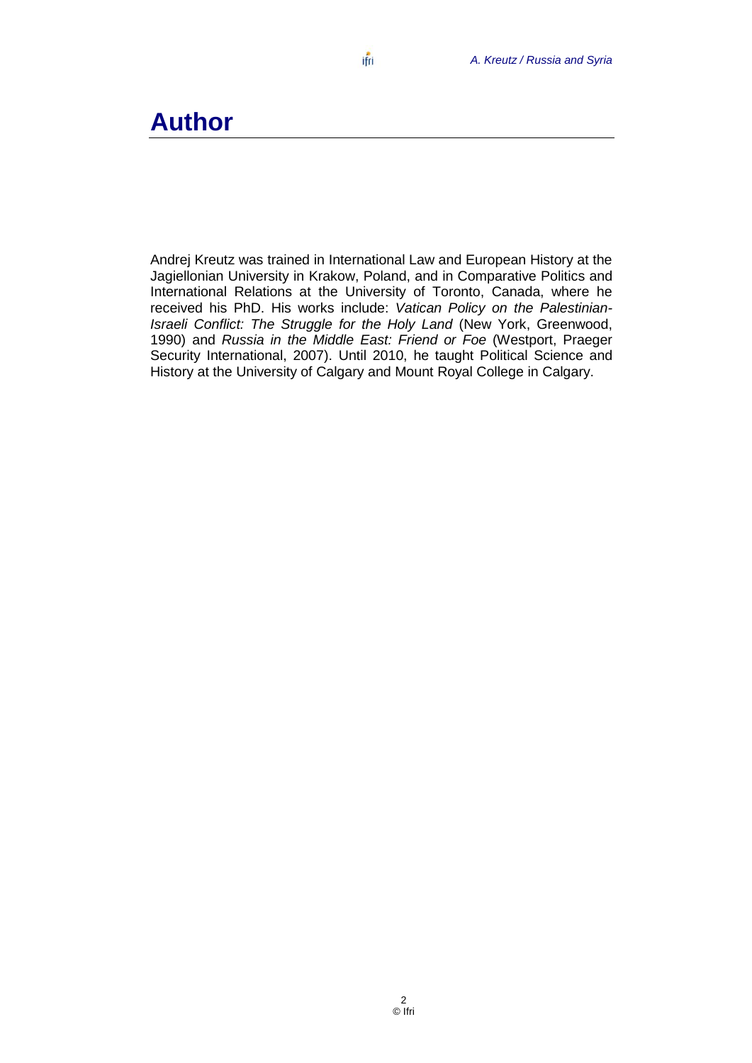# Author

Andrej Kreutz was trained in International Law and European History at the Jagiellonian University in Krakow, Poland, and in Comparative Politics and International Relations at the University of Toronto, Canada, where he received his PhD. His works include: *Vatican Policy on the Palestinian-Israeli Conflict: The Struggle for the Holy Land* (New York, Greenwood, 1990) and *Russia in the Middle East: Friend or Foe* (Westport, Praeger Security International, 2007). Until 2010, he taught Political Science and History at the University of Calgary and Mount Royal College in Calgary.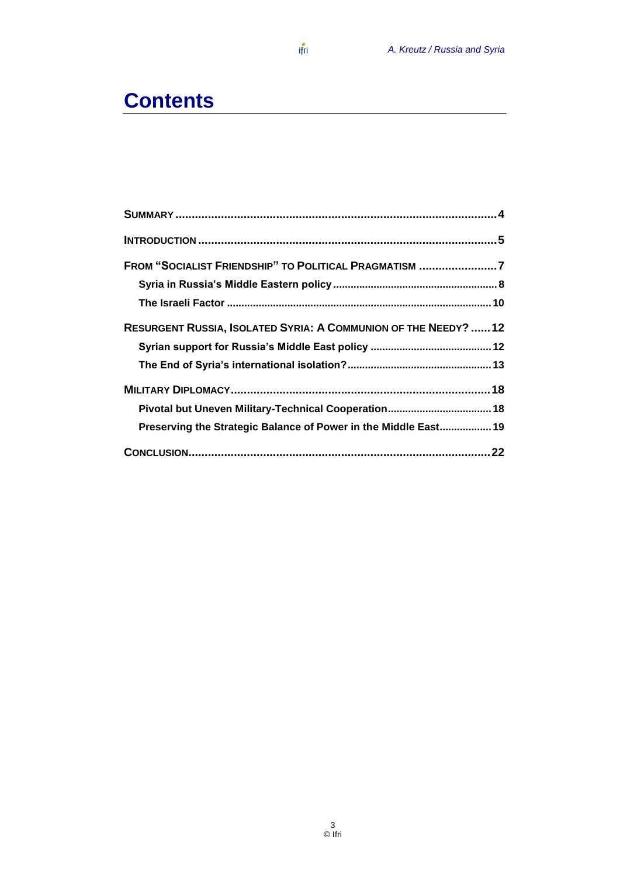# Contents

SUMMARY .......................................................................................4

INTRODUCTION ..............................................................................5

FROM "SOCIALIST FRIENDSHIP" TO POLITICAL PRAGMATISM ........................7

- Syria in Russia's Middle Eastern policy ........................................8
- The Israeli Factor ......................................................................10

RESURGENT RUSSIA, ISOLATED SYRIA: A COMMUNION OF THE NEEDY? ......12

- Syrian support for Russia's Middle East policy ..............................12
- The End of Syria's international isolation? ...................................13

MILITARY DIPLOMACY......................................................................18

- Pivotal but Uneven Military-Technical Cooperation.........................18
- Preserving the Strategic Balance of Power in the Middle East..................19

CONCLUSION.....................................................................................22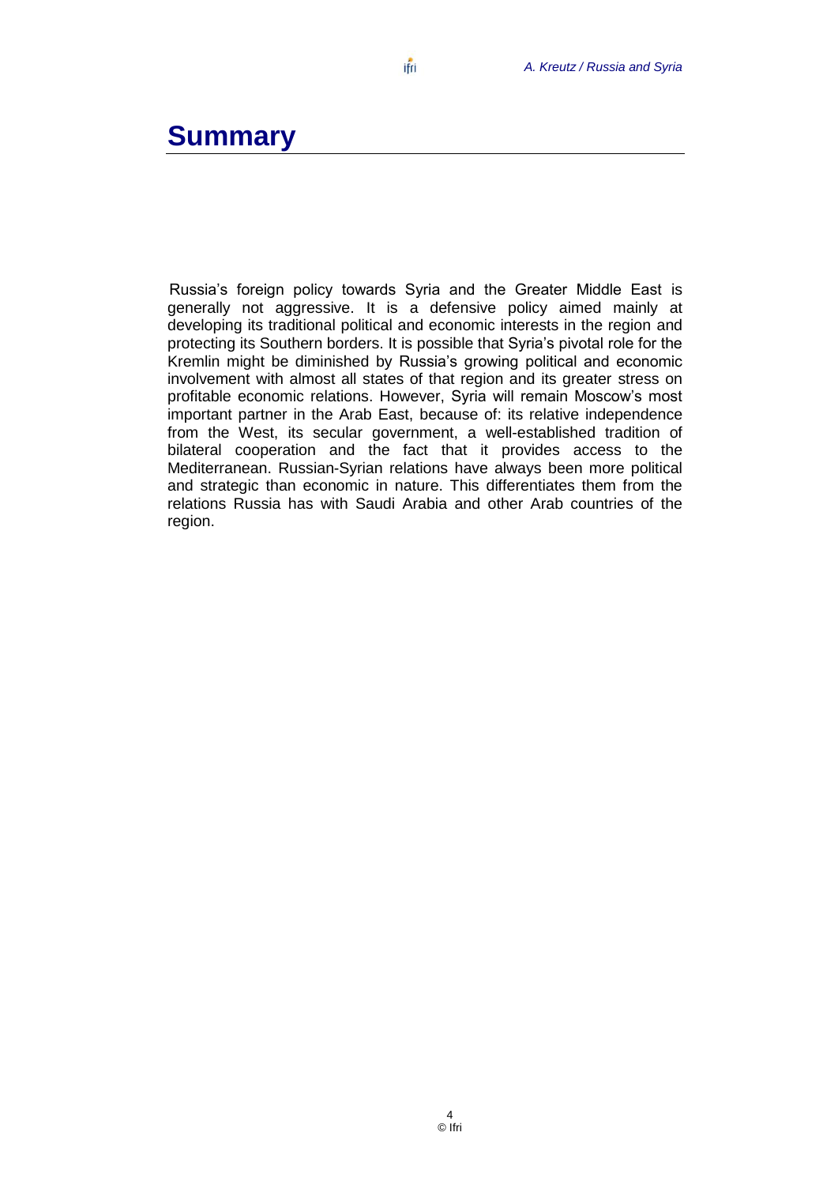# Summary

Russia's foreign policy towards Syria and the Greater Middle East is generally not aggressive. It is a defensive policy aimed mainly at developing its traditional political and economic interests in the region and protecting its Southern borders. It is possible that Syria's pivotal role for the Kremlin might be diminished by Russia's growing political and economic involvement with almost all states of that region and its greater stress on profitable economic relations. However, Syria will remain Moscow's most important partner in the Arab East, because of: its relative independence from the West, its secular government, a well-established tradition of bilateral cooperation and the fact that it provides access to the Mediterranean. Russian-Syrian relations have always been more political and strategic than economic in nature. This differentiates them from the relations Russia has with Saudi Arabia and other Arab countries of the region.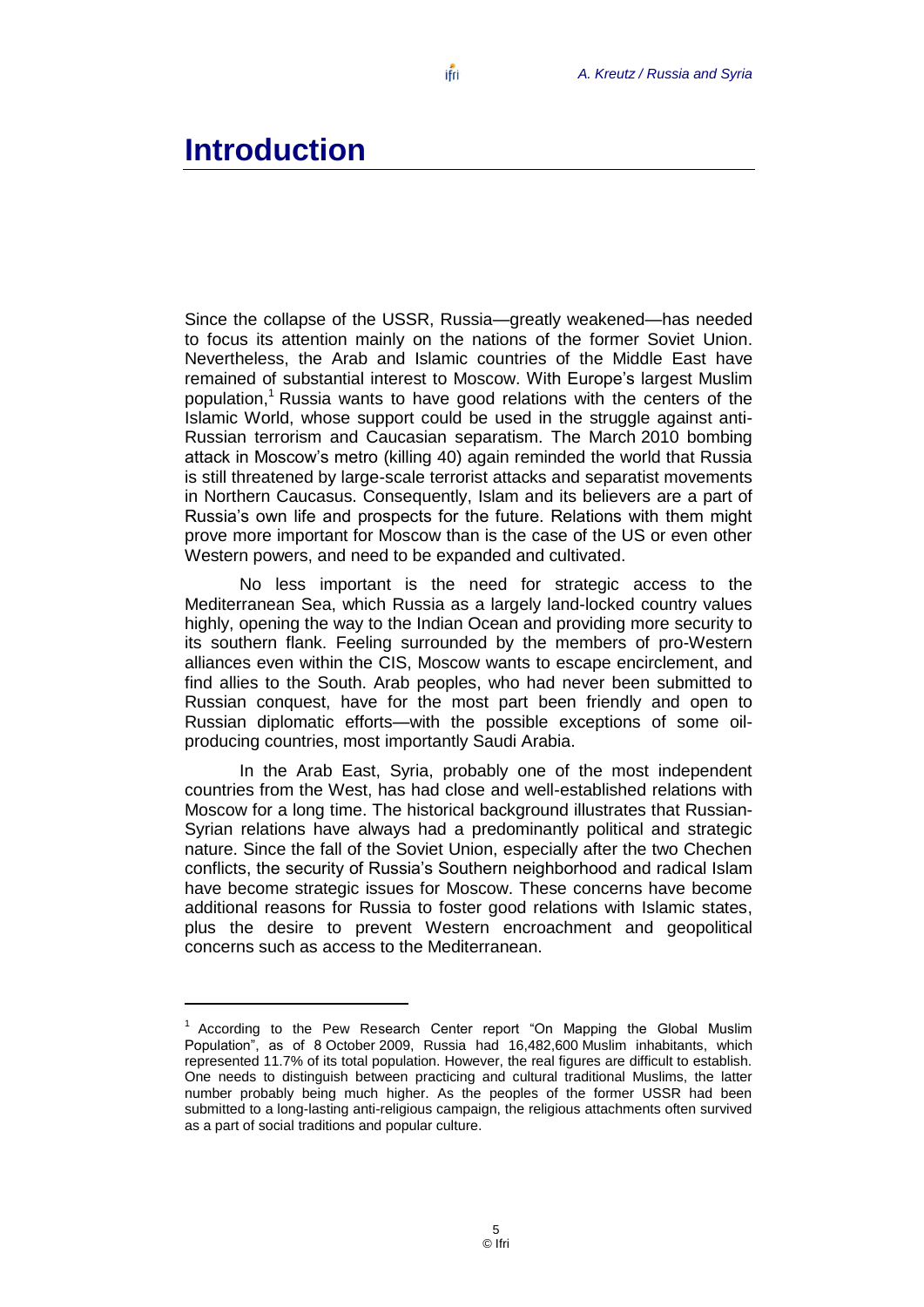# Introduction

Since the collapse of the USSR, Russia—greatly weakened—has needed to focus its attention mainly on the nations of the former Soviet Union. Nevertheless, the Arab and Islamic countries of the Middle East have remained of substantial interest to Moscow. With Europe's largest Muslim population,[1] Russia wants to have good relations with the centers of the Islamic World, whose support could be used in the struggle against anti-Russian terrorism and Caucasian separatism. The March 2010 bombing attack in Moscow's metro (killing 40) again reminded the world that Russia is still threatened by large-scale terrorist attacks and separatist movements in Northern Caucasus. Consequently, Islam and its believers are a part of Russia's own life and prospects for the future. Relations with them might prove more important for Moscow than is the case of the US or even other Western powers, and need to be expanded and cultivated.

No less important is the need for strategic access to the Mediterranean Sea, which Russia as a largely land-locked country values highly, opening the way to the Indian Ocean and providing more security to its southern flank. Feeling surrounded by the members of pro-Western alliances even within the CIS, Moscow wants to escape encirclement, and find allies to the South. Arab peoples, who had never been submitted to Russian conquest, have for the most part been friendly and open to Russian diplomatic efforts—with the possible exceptions of some oil-producing countries, most importantly Saudi Arabia.

In the Arab East, Syria, probably one of the most independent countries from the West, has had close and well-established relations with Moscow for a long time. The historical background illustrates that Russian-Syrian relations have always had a predominantly political and strategic nature. Since the fall of the Soviet Union, especially after the two Chechen conflicts, the security of Russia's Southern neighborhood and radical Islam have become strategic issues for Moscow. These concerns have become additional reasons for Russia to foster good relations with Islamic states, plus the desire to prevent Western encroachment and geopolitical concerns such as access to the Mediterranean.

---

[1] According to the Pew Research Center report "On Mapping the Global Muslim Population", as of 8 October 2009, Russia had 16,482,600 Muslim inhabitants, which represented 11.7% of its total population. However, the real figures are difficult to establish. One needs to distinguish between practicing and cultural traditional Muslims, the latter number probably being much higher. As the peoples of the former USSR had been submitted to a long-lasting anti-religious campaign, the religious attachments often survived as a part of social traditions and popular culture.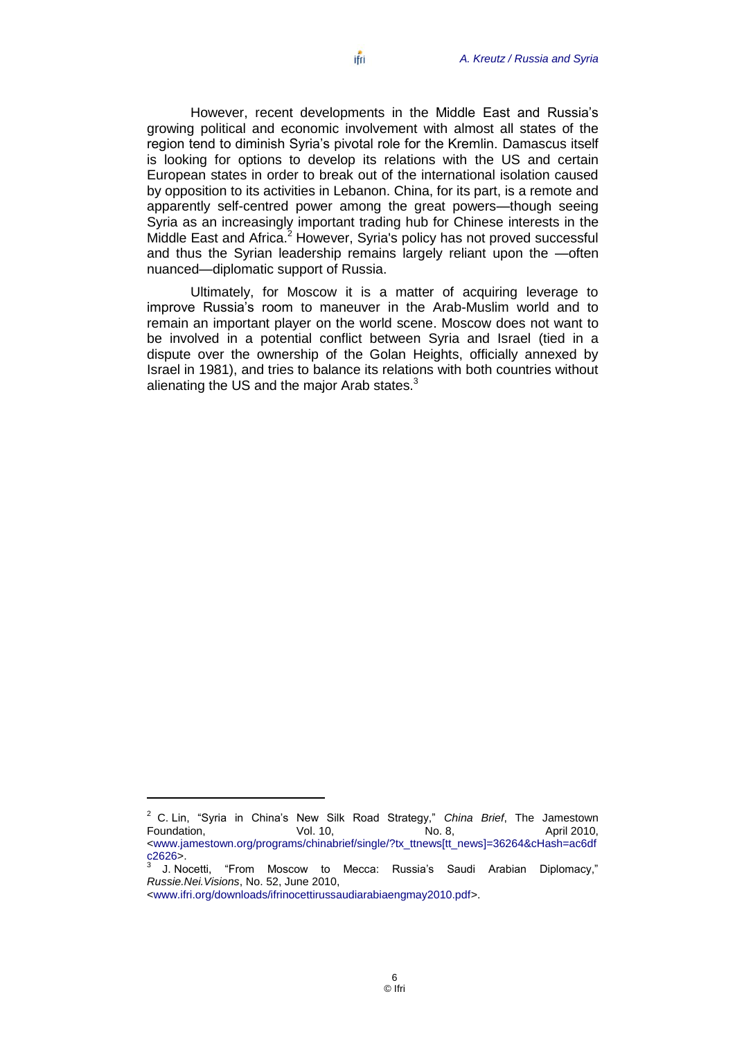However, recent developments in the Middle East and Russia's growing political and economic involvement with almost all states of the region tend to diminish Syria's pivotal role for the Kremlin. Damascus itself is looking for options to develop its relations with the US and certain European states in order to break out of the international isolation caused by opposition to its activities in Lebanon. China, for its part, is a remote and apparently self-centred power among the great powers—though seeing Syria as an increasingly important trading hub for Chinese interests in the Middle East and Africa.[2] However, Syria's policy has not proved successful and thus the Syrian leadership remains largely reliant upon the —often nuanced—diplomatic support of Russia.

Ultimately, for Moscow it is a matter of acquiring leverage to improve Russia's room to maneuver in the Arab-Muslim world and to remain an important player on the world scene. Moscow does not want to be involved in a potential conflict between Syria and Israel (tied in a dispute over the ownership of the Golan Heights, officially annexed by Israel in 1981), and tries to balance its relations with both countries without alienating the US and the major Arab states.[3]

---

[2] C. Lin, "Syria in China's New Silk Road Strategy," *China Brief*, The Jamestown Foundation, Vol. 10, No. 8, April 2010, <www.jamestown.org/programs/chinabrief/single/?tx_ttnews[tt_news]=36264&cHash=ac6dfc2626>.

[3] J. Nocetti, "From Moscow to Mecca: Russia's Saudi Arabian Diplomacy," *Russie.Nei.Visions*, No. 52, June 2010, <www.ifri.org/downloads/ifrinocettirussaudiarabiaengmay2010.pdf>.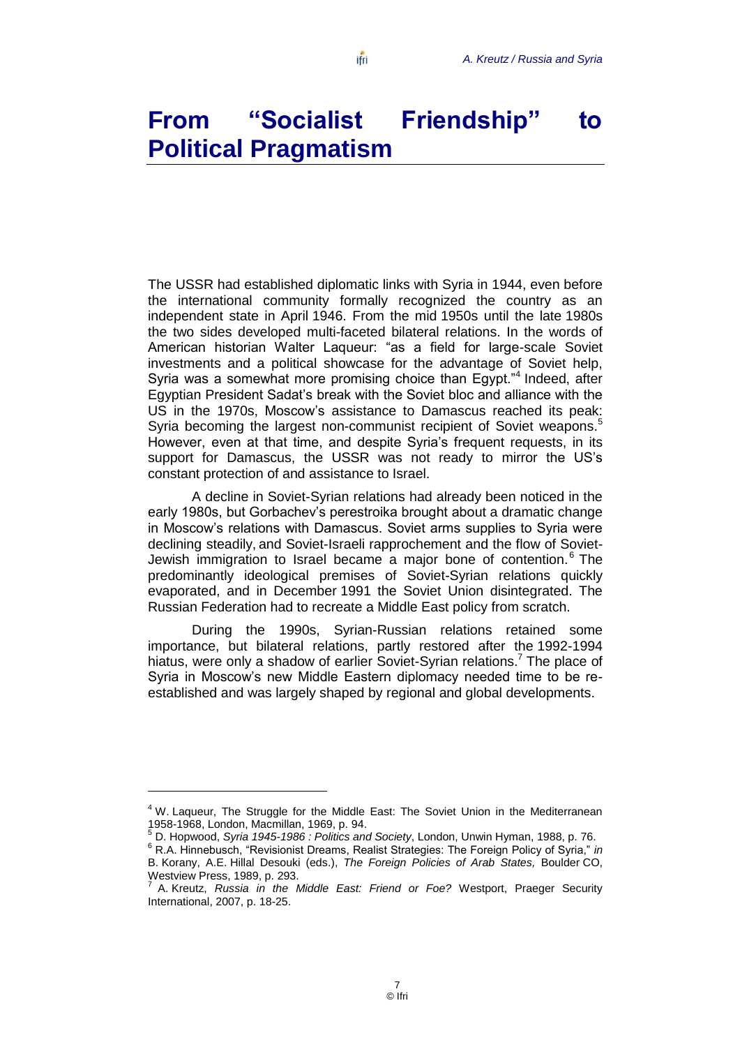# From "Socialist Friendship" to Political Pragmatism

The USSR had established diplomatic links with Syria in 1944, even before the international community formally recognized the country as an independent state in April 1946. From the mid 1950s until the late 1980s the two sides developed multi-faceted bilateral relations. In the words of American historian Walter Laqueur: "as a field for large-scale Soviet investments and a political showcase for the advantage of Soviet help, Syria was a somewhat more promising choice than Egypt."[4] Indeed, after Egyptian President Sadat's break with the Soviet bloc and alliance with the US in the 1970s, Moscow's assistance to Damascus reached its peak: Syria becoming the largest non-communist recipient of Soviet weapons.[5] However, even at that time, and despite Syria's frequent requests, in its support for Damascus, the USSR was not ready to mirror the US's constant protection of and assistance to Israel.

A decline in Soviet-Syrian relations had already been noticed in the early 1980s, but Gorbachev's perestroika brought about a dramatic change in Moscow's relations with Damascus. Soviet arms supplies to Syria were declining steadily, and Soviet-Israeli rapprochement and the flow of Soviet-Jewish immigration to Israel became a major bone of contention.[6] The predominantly ideological premises of Soviet-Syrian relations quickly evaporated, and in December 1991 the Soviet Union disintegrated. The Russian Federation had to recreate a Middle East policy from scratch.

During the 1990s, Syrian-Russian relations retained some importance, but bilateral relations, partly restored after the 1992-1994 hiatus, were only a shadow of earlier Soviet-Syrian relations.[7] The place of Syria in Moscow's new Middle Eastern diplomacy needed time to be re-established and was largely shaped by regional and global developments.

---

[4] W. Laqueur, The Struggle for the Middle East: The Soviet Union in the Mediterranean 1958-1968, London, Macmillan, 1969, p. 94.

[5] D. Hopwood, *Syria 1945-1986 : Politics and Society*, London, Unwin Hyman, 1988, p. 76.

[6] R.A. Hinnebusch, "Revisionist Dreams, Realist Strategies: The Foreign Policy of Syria," *in* B. Korany, A.E. Hillal Desouki (eds.), *The Foreign Policies of Arab States,* Boulder CO, Westview Press, 1989, p. 293.

[7] A. Kreutz, *Russia in the Middle East: Friend or Foe?* Westport, Praeger Security International, 2007, p. 18-25.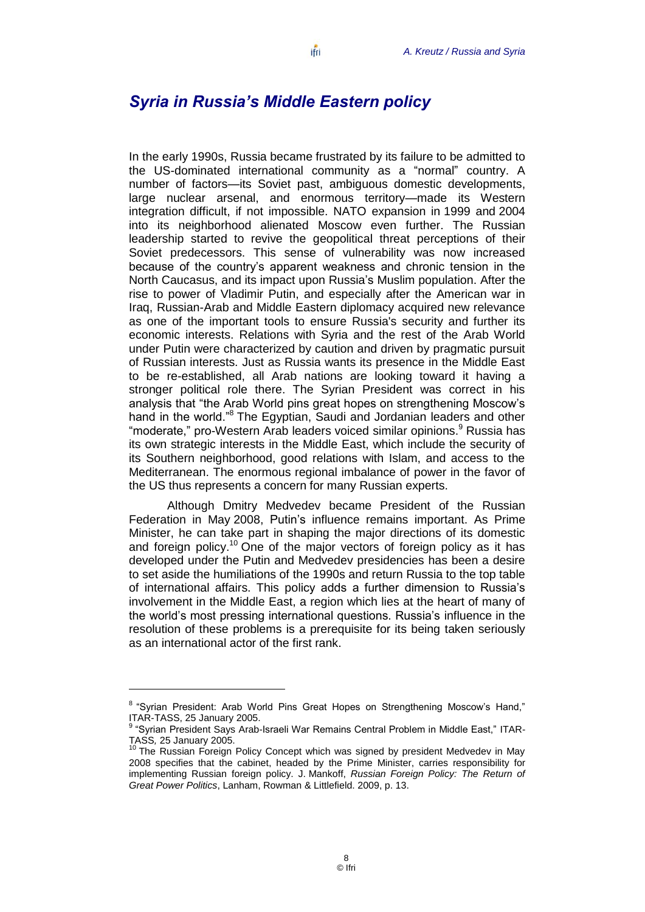## *Syria in Russia's Middle Eastern policy*

In the early 1990s, Russia became frustrated by its failure to be admitted to the US-dominated international community as a "normal" country. A number of factors—its Soviet past, ambiguous domestic developments, large nuclear arsenal, and enormous territory—made its Western integration difficult, if not impossible. NATO expansion in 1999 and 2004 into its neighborhood alienated Moscow even further. The Russian leadership started to revive the geopolitical threat perceptions of their Soviet predecessors. This sense of vulnerability was now increased because of the country's apparent weakness and chronic tension in the North Caucasus, and its impact upon Russia's Muslim population. After the rise to power of Vladimir Putin, and especially after the American war in Iraq, Russian-Arab and Middle Eastern diplomacy acquired new relevance as one of the important tools to ensure Russia's security and further its economic interests. Relations with Syria and the rest of the Arab World under Putin were characterized by caution and driven by pragmatic pursuit of Russian interests. Just as Russia wants its presence in the Middle East to be re-established, all Arab nations are looking toward it having a stronger political role there. The Syrian President was correct in his analysis that "the Arab World pins great hopes on strengthening Moscow's hand in the world."[8] The Egyptian, Saudi and Jordanian leaders and other "moderate," pro-Western Arab leaders voiced similar opinions.[9] Russia has its own strategic interests in the Middle East, which include the security of its Southern neighborhood, good relations with Islam, and access to the Mediterranean. The enormous regional imbalance of power in the favor of the US thus represents a concern for many Russian experts.

Although Dmitry Medvedev became President of the Russian Federation in May 2008, Putin's influence remains important. As Prime Minister, he can take part in shaping the major directions of its domestic and foreign policy.[10] One of the major vectors of foreign policy as it has developed under the Putin and Medvedev presidencies has been a desire to set aside the humiliations of the 1990s and return Russia to the top table of international affairs. This policy adds a further dimension to Russia's involvement in the Middle East, a region which lies at the heart of many of the world's most pressing international questions. Russia's influence in the resolution of these problems is a prerequisite for its being taken seriously as an international actor of the first rank.

---

[8] "Syrian President: Arab World Pins Great Hopes on Strengthening Moscow's Hand," ITAR-TASS, 25 January 2005.

[9] "Syrian President Says Arab-Israeli War Remains Central Problem in Middle East," ITAR-TASS*,* 25 January 2005.

[10] The Russian Foreign Policy Concept which was signed by president Medvedev in May 2008 specifies that the cabinet, headed by the Prime Minister, carries responsibility for implementing Russian foreign policy. J. Mankoff, *Russian Foreign Policy: The Return of Great Power Politics*, Lanham, Rowman & Littlefield. 2009, p. 13.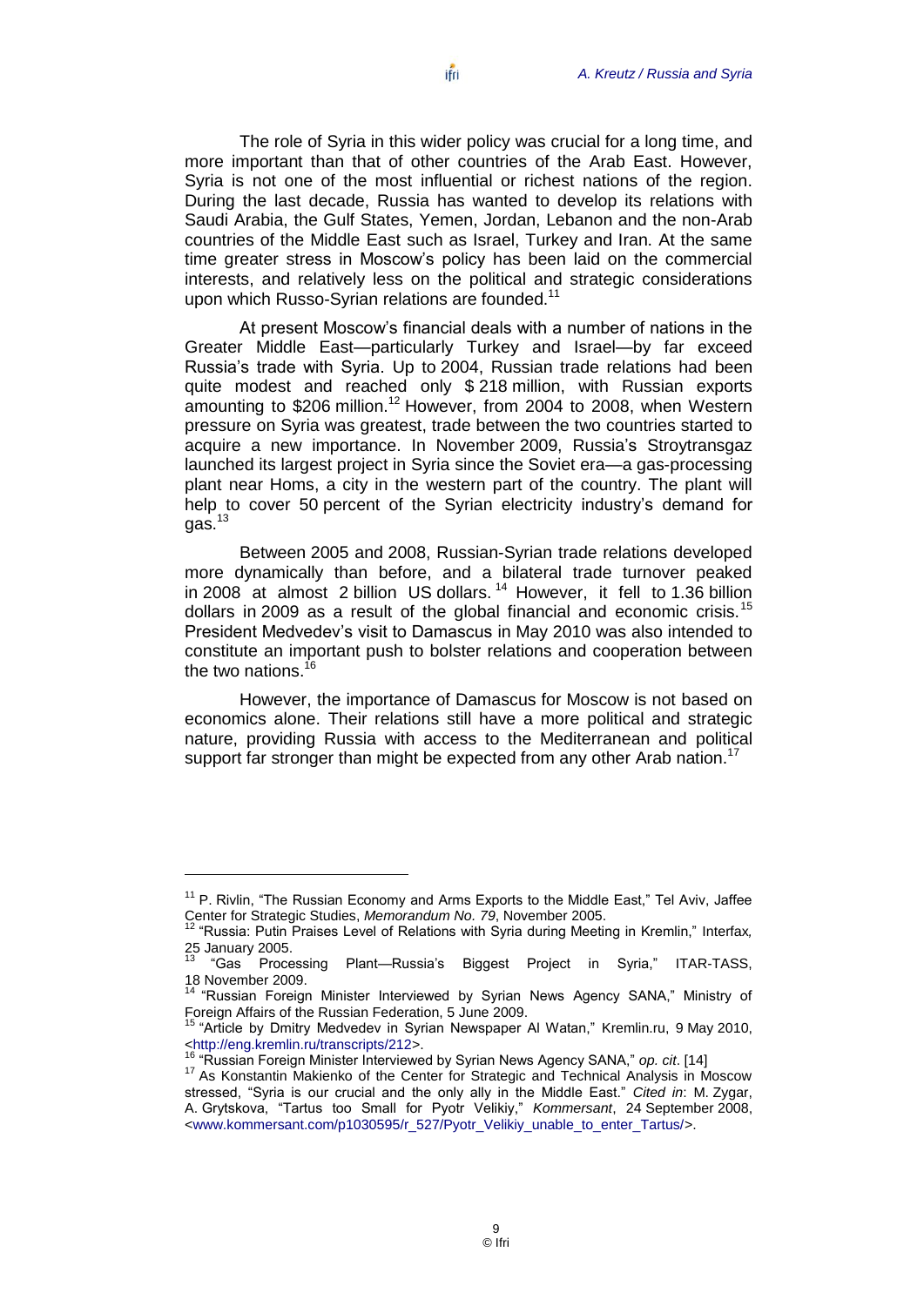The role of Syria in this wider policy was crucial for a long time, and more important than that of other countries of the Arab East. However, Syria is not one of the most influential or richest nations of the region. During the last decade, Russia has wanted to develop its relations with Saudi Arabia, the Gulf States, Yemen, Jordan, Lebanon and the non-Arab countries of the Middle East such as Israel, Turkey and Iran. At the same time greater stress in Moscow's policy has been laid on the commercial interests, and relatively less on the political and strategic considerations upon which Russo-Syrian relations are founded.[11]

At present Moscow's financial deals with a number of nations in the Greater Middle East—particularly Turkey and Israel—by far exceed Russia's trade with Syria. Up to 2004, Russian trade relations had been quite modest and reached only $ 218 million, with Russian exports amounting to $206 million.[12] However, from 2004 to 2008, when Western pressure on Syria was greatest, trade between the two countries started to acquire a new importance. In November 2009, Russia's Stroytransgaz launched its largest project in Syria since the Soviet era—a gas-processing plant near Homs, a city in the western part of the country. The plant will help to cover 50 percent of the Syrian electricity industry's demand for gas.[13]

Between 2005 and 2008, Russian-Syrian trade relations developed more dynamically than before, and a bilateral trade turnover peaked in 2008 at almost 2 billion US dollars.[14] However, it fell to 1.36 billion dollars in 2009 as a result of the global financial and economic crisis.[15] President Medvedev's visit to Damascus in May 2010 was also intended to constitute an important push to bolster relations and cooperation between the two nations.[16]

However, the importance of Damascus for Moscow is not based on economics alone. Their relations still have a more political and strategic nature, providing Russia with access to the Mediterranean and political support far stronger than might be expected from any other Arab nation.[17]

---

[11] P. Rivlin, "The Russian Economy and Arms Exports to the Middle East," Tel Aviv, Jaffee Center for Strategic Studies, *Memorandum No. 79*, November 2005.

[12] "Russia: Putin Praises Level of Relations with Syria during Meeting in Kremlin," Interfax, 25 January 2005.

[13] "Gas Processing Plant—Russia's Biggest Project in Syria," ITAR-TASS, 18 November 2009.

[14] "Russian Foreign Minister Interviewed by Syrian News Agency SANA," Ministry of Foreign Affairs of the Russian Federation, 5 June 2009.

[15] "Article by Dmitry Medvedev in Syrian Newspaper Al Watan," Kremlin.ru, 9 May 2010, <http://eng.kremlin.ru/transcripts/212>.

[16] "Russian Foreign Minister Interviewed by Syrian News Agency SANA," *op. cit*. [14]

[17] As Konstantin Makienko of the Center for Strategic and Technical Analysis in Moscow stressed, "Syria is our crucial and the only ally in the Middle East." *Cited in*: M. Zygar, A. Grytskova, "Tartus too Small for Pyotr Velikiy," *Kommersant*, 24 September 2008, <www.kommersant.com/p1030595/r_527/Pyotr_Velikiy_unable_to_enter_Tartus/>.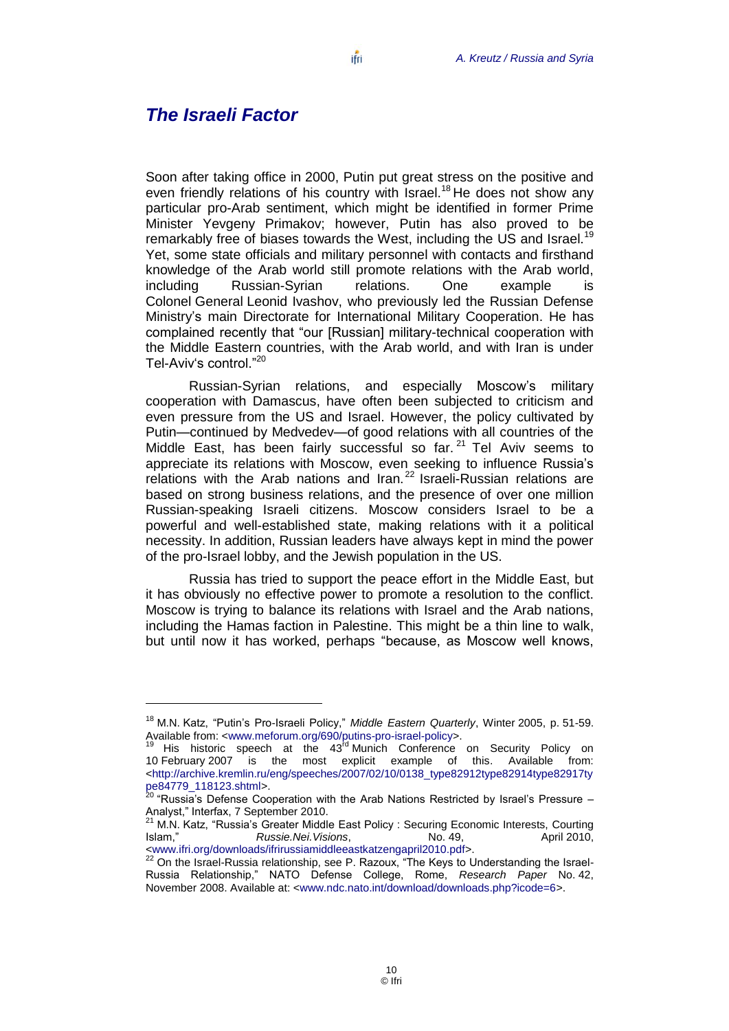## *The Israeli Factor*

Soon after taking office in 2000, Putin put great stress on the positive and even friendly relations of his country with Israel.[18] He does not show any particular pro-Arab sentiment, which might be identified in former Prime Minister Yevgeny Primakov; however, Putin has also proved to be remarkably free of biases towards the West, including the US and Israel.[19] Yet, some state officials and military personnel with contacts and firsthand knowledge of the Arab world still promote relations with the Arab world, including Russian-Syrian relations. One example is Colonel General Leonid Ivashov, who previously led the Russian Defense Ministry's main Directorate for International Military Cooperation. He has complained recently that "our [Russian] military-technical cooperation with the Middle Eastern countries, with the Arab world, and with Iran is under Tel-Aviv's control."[20]

Russian-Syrian relations, and especially Moscow's military cooperation with Damascus, have often been subjected to criticism and even pressure from the US and Israel. However, the policy cultivated by Putin—continued by Medvedev—of good relations with all countries of the Middle East, has been fairly successful so far.[21] Tel Aviv seems to appreciate its relations with Moscow, even seeking to influence Russia's relations with the Arab nations and Iran.[22] Israeli-Russian relations are based on strong business relations, and the presence of over one million Russian-speaking Israeli citizens. Moscow considers Israel to be a powerful and well-established state, making relations with it a political necessity. In addition, Russian leaders have always kept in mind the power of the pro-Israel lobby, and the Jewish population in the US.

Russia has tried to support the peace effort in the Middle East, but it has obviously no effective power to promote a resolution to the conflict. Moscow is trying to balance its relations with Israel and the Arab nations, including the Hamas faction in Palestine. This might be a thin line to walk, but until now it has worked, perhaps "because, as Moscow well knows,

---

[18] M.N. Katz, "Putin's Pro-Israeli Policy," *Middle Eastern Quarterly*, Winter 2005, p. 51-59. Available from: <www.meforum.org/690/putins-pro-israel-policy>.

[19] His historic speech at the 43rd Munich Conference on Security Policy on 10 February 2007 is the most explicit example of this. Available from: <http://archive.kremlin.ru/eng/speeches/2007/02/10/0138_type82912type82914type82917type84779_118123.shtml>.

[20] "Russia's Defense Cooperation with the Arab Nations Restricted by Israel's Pressure – Analyst," Interfax, 7 September 2010.

[21] M.N. Katz, "Russia's Greater Middle East Policy : Securing Economic Interests, Courting Islam," *Russie.Nei.Visions*, No. 49, April 2010, <www.ifri.org/downloads/ifrirussiamiddleeastkatzengapril2010.pdf>.

[22] On the Israel-Russia relationship, see P. Razoux, "The Keys to Understanding the Israel-Russia Relationship," NATO Defense College, Rome, *Research Paper* No. 42, November 2008. Available at: <www.ndc.nato.int/download/downloads.php?icode=6>.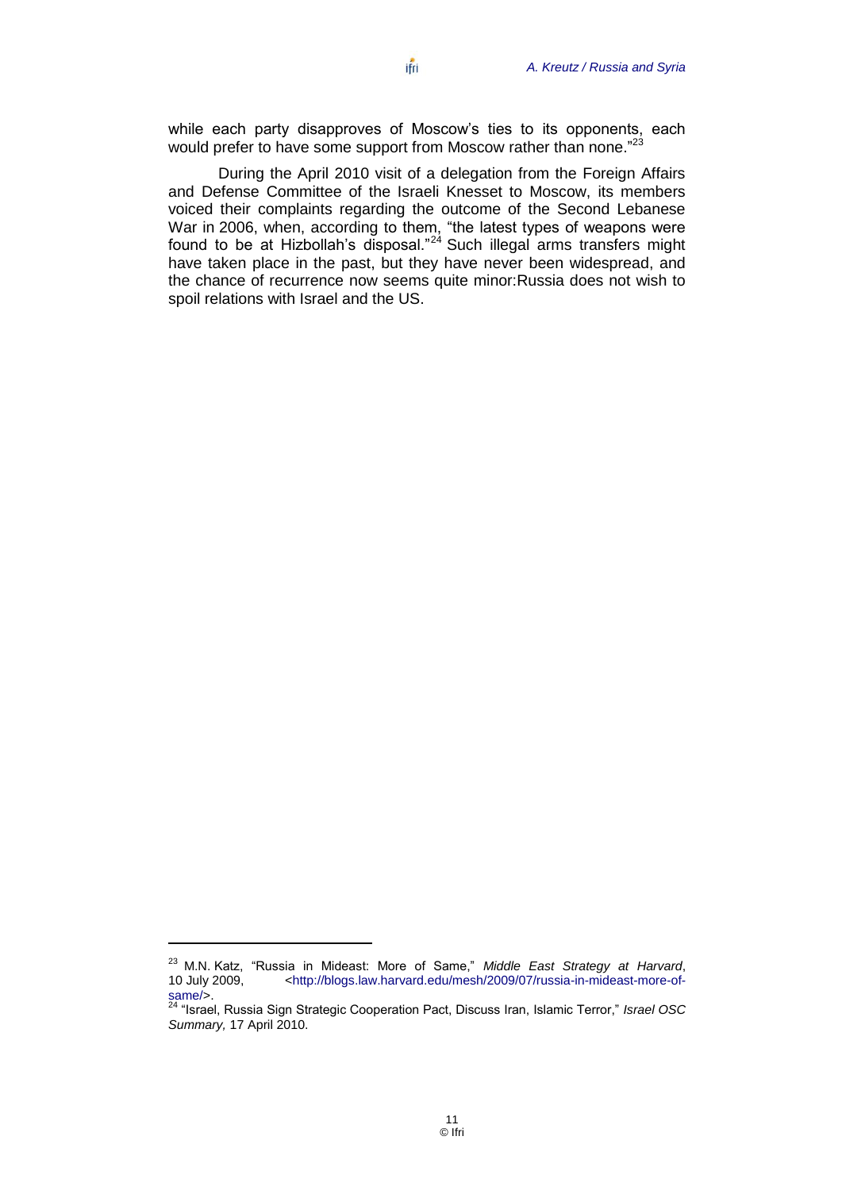while each party disapproves of Moscow's ties to its opponents, each would prefer to have some support from Moscow rather than none."[23]

During the April 2010 visit of a delegation from the Foreign Affairs and Defense Committee of the Israeli Knesset to Moscow, its members voiced their complaints regarding the outcome of the Second Lebanese War in 2006, when, according to them, "the latest types of weapons were found to be at Hizbollah's disposal."[24] Such illegal arms transfers might have taken place in the past, but they have never been widespread, and the chance of recurrence now seems quite minor:Russia does not wish to spoil relations with Israel and the US.

---

[23] M.N. Katz, "Russia in Mideast: More of Same," *Middle East Strategy at Harvard*, 10 July 2009, <http://blogs.law.harvard.edu/mesh/2009/07/russia-in-mideast-more-of-same/>.

[24] "Israel, Russia Sign Strategic Cooperation Pact, Discuss Iran, Islamic Terror," *Israel OSC Summary,* 17 April 2010.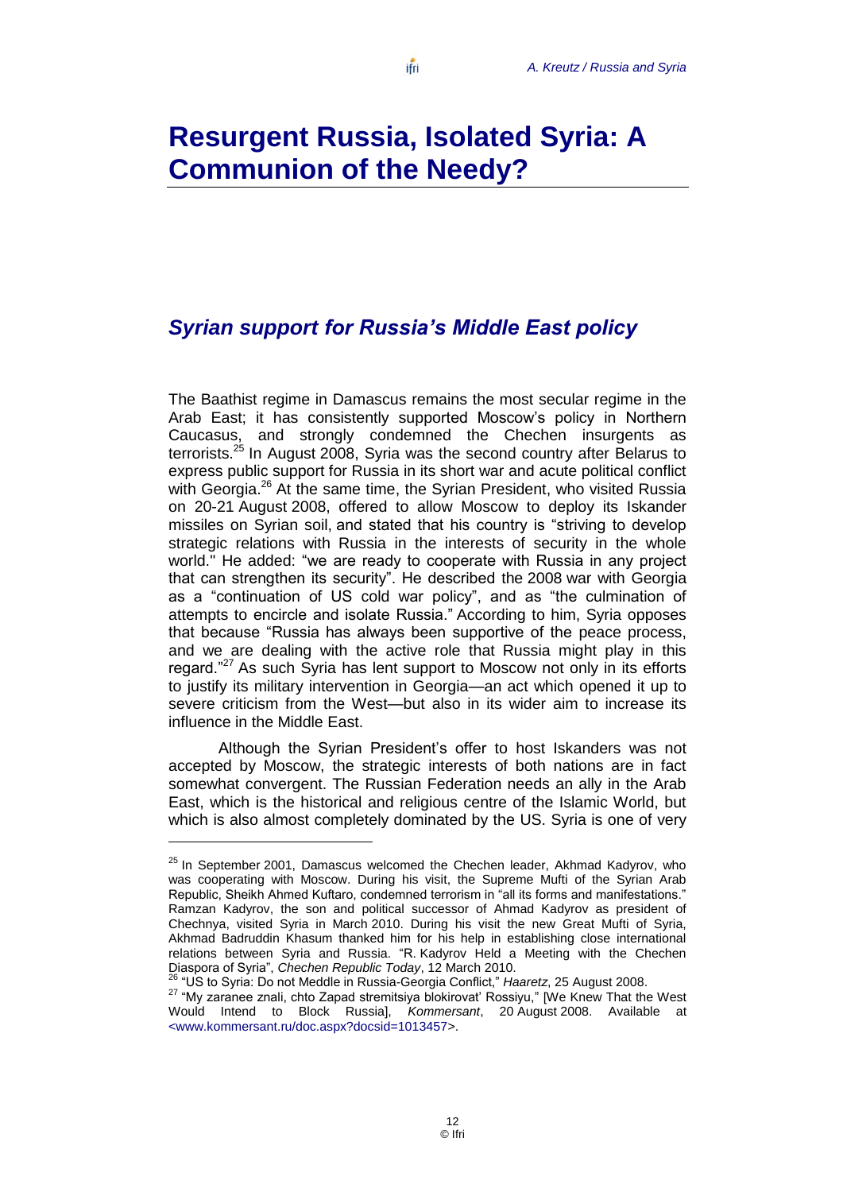# Resurgent Russia, Isolated Syria: A Communion of the Needy?

## *Syrian support for Russia's Middle East policy*

The Baathist regime in Damascus remains the most secular regime in the Arab East; it has consistently supported Moscow's policy in Northern Caucasus, and strongly condemned the Chechen insurgents as terrorists.[25] In August 2008, Syria was the second country after Belarus to express public support for Russia in its short war and acute political conflict with Georgia.[26] At the same time, the Syrian President, who visited Russia on 20-21 August 2008, offered to allow Moscow to deploy its Iskander missiles on Syrian soil, and stated that his country is "striving to develop strategic relations with Russia in the interests of security in the whole world." He added: "we are ready to cooperate with Russia in any project that can strengthen its security". He described the 2008 war with Georgia as a "continuation of US cold war policy", and as "the culmination of attempts to encircle and isolate Russia." According to him, Syria opposes that because "Russia has always been supportive of the peace process, and we are dealing with the active role that Russia might play in this regard."[27] As such Syria has lent support to Moscow not only in its efforts to justify its military intervention in Georgia—an act which opened it up to severe criticism from the West—but also in its wider aim to increase its influence in the Middle East.

Although the Syrian President's offer to host Iskanders was not accepted by Moscow, the strategic interests of both nations are in fact somewhat convergent. The Russian Federation needs an ally in the Arab East, which is the historical and religious centre of the Islamic World, but which is also almost completely dominated by the US. Syria is one of very

---

[25] In September 2001, Damascus welcomed the Chechen leader, Akhmad Kadyrov, who was cooperating with Moscow. During his visit, the Supreme Mufti of the Syrian Arab Republic, Sheikh Ahmed Kuftaro, condemned terrorism in "all its forms and manifestations." Ramzan Kadyrov, the son and political successor of Ahmad Kadyrov as president of Chechnya, visited Syria in March 2010. During his visit the new Great Mufti of Syria, Akhmad Badruddin Khasum thanked him for his help in establishing close international relations between Syria and Russia. "R. Kadyrov Held a Meeting with the Chechen Diaspora of Syria", *Chechen Republic Today*, 12 March 2010.

[26] "US to Syria: Do not Meddle in Russia-Georgia Conflict," *Haaretz*, 25 August 2008.

[27] "My zaranee znali, chto Zapad stremitsiya blokirovat' Rossiyu," [We Knew That the West Would Intend to Block Russia], *Kommersant*, 20 August 2008. Available at <www.kommersant.ru/doc.aspx?docsid=1013457>.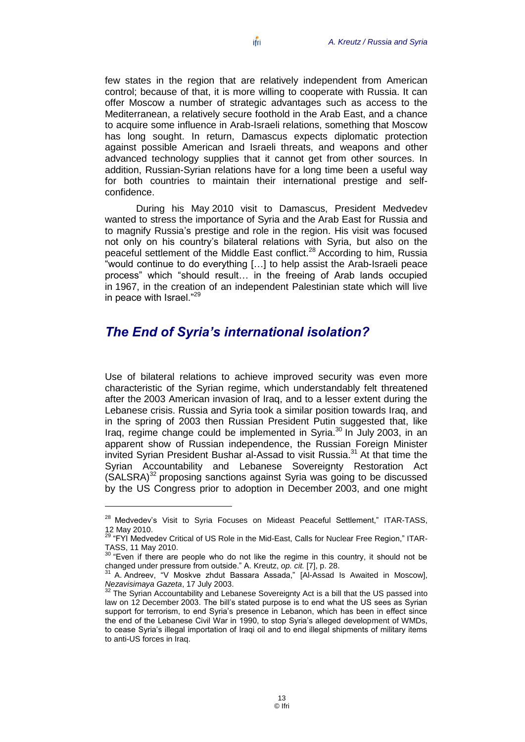few states in the region that are relatively independent from American control; because of that, it is more willing to cooperate with Russia. It can offer Moscow a number of strategic advantages such as access to the Mediterranean, a relatively secure foothold in the Arab East, and a chance to acquire some influence in Arab-Israeli relations, something that Moscow has long sought. In return, Damascus expects diplomatic protection against possible American and Israeli threats, and weapons and other advanced technology supplies that it cannot get from other sources. In addition, Russian-Syrian relations have for a long time been a useful way for both countries to maintain their international prestige and self-confidence.

During his May 2010 visit to Damascus, President Medvedev wanted to stress the importance of Syria and the Arab East for Russia and to magnify Russia's prestige and role in the region. His visit was focused not only on his country's bilateral relations with Syria, but also on the peaceful settlement of the Middle East conflict.[28] According to him, Russia "would continue to do everything […] to help assist the Arab-Israeli peace process" which "should result… in the freeing of Arab lands occupied in 1967, in the creation of an independent Palestinian state which will live in peace with Israel."[29]

## *The End of Syria's international isolation?*

Use of bilateral relations to achieve improved security was even more characteristic of the Syrian regime, which understandably felt threatened after the 2003 American invasion of Iraq, and to a lesser extent during the Lebanese crisis. Russia and Syria took a similar position towards Iraq, and in the spring of 2003 then Russian President Putin suggested that, like Iraq, regime change could be implemented in Syria.[30] In July 2003, in an apparent show of Russian independence, the Russian Foreign Minister invited Syrian President Bushar al-Assad to visit Russia.[31] At that time the Syrian Accountability and Lebanese Sovereignty Restoration Act (SALSRA)[32] proposing sanctions against Syria was going to be discussed by the US Congress prior to adoption in December 2003, and one might

---

[28] Medvedev's Visit to Syria Focuses on Mideast Peaceful Settlement," ITAR-TASS, 12 May 2010.

[29] "FYI Medvedev Critical of US Role in the Mid-East, Calls for Nuclear Free Region," ITAR-TASS, 11 May 2010.

[30] "Even if there are people who do not like the regime in this country, it should not be changed under pressure from outside." A. Kreutz, *op. cit.* [7], p. 28.

[31] A. Andreev, "V Moskve zhdut Bassara Assada," [Al-Assad Is Awaited in Moscow], *Nezavisimaya Gazeta*, 17 July 2003.

[32] The Syrian Accountability and Lebanese Sovereignty Act is a bill that the US passed into law on 12 December 2003. The bill's stated purpose is to end what the US sees as Syrian support for terrorism, to end Syria's presence in Lebanon, which has been in effect since the end of the Lebanese Civil War in 1990, to stop Syria's alleged development of WMDs, to cease Syria's illegal importation of Iraqi oil and to end illegal shipments of military items to anti-US forces in Iraq.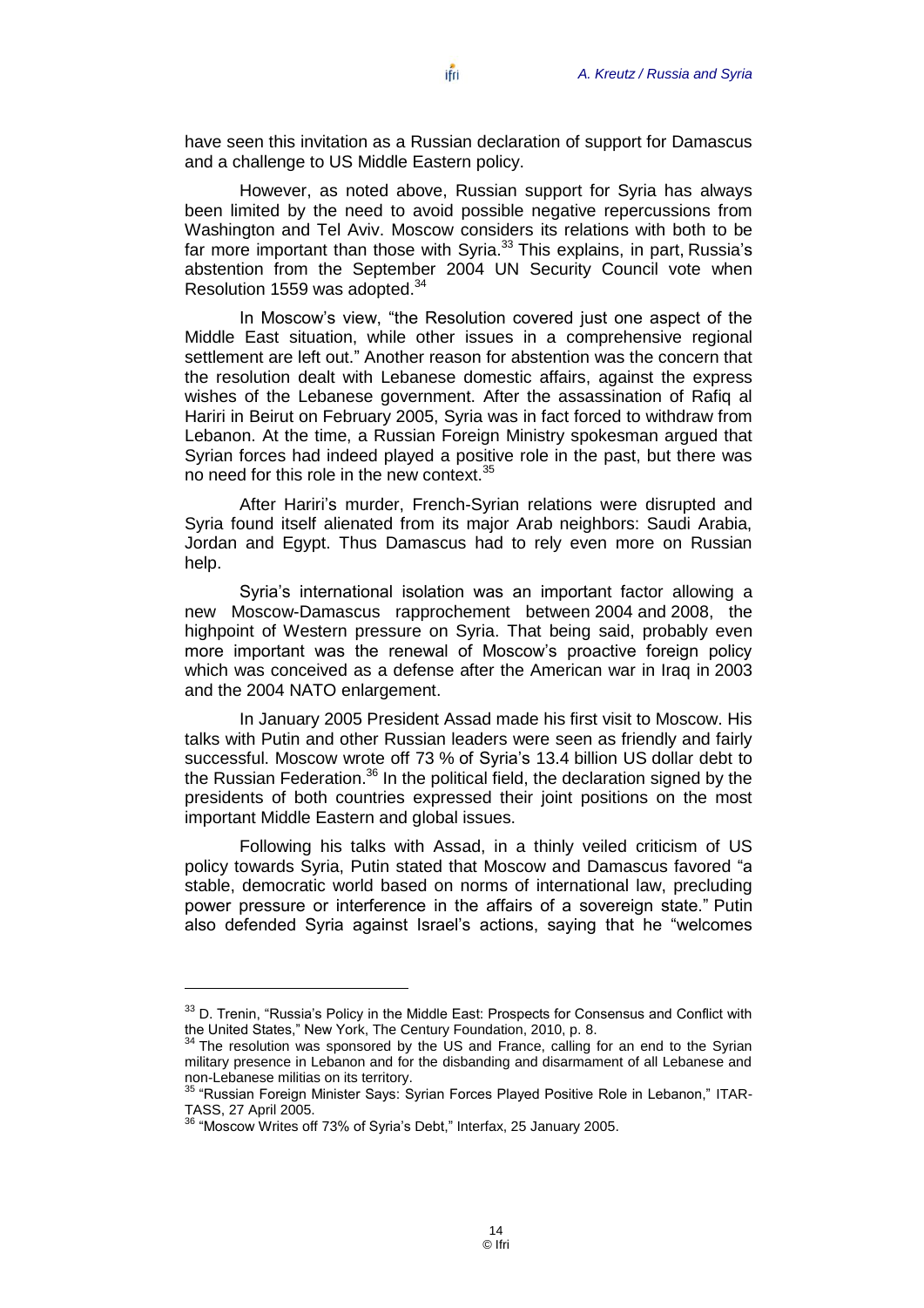have seen this invitation as a Russian declaration of support for Damascus and a challenge to US Middle Eastern policy.

However, as noted above, Russian support for Syria has always been limited by the need to avoid possible negative repercussions from Washington and Tel Aviv. Moscow considers its relations with both to be far more important than those with Syria.[33] This explains, in part, Russia's abstention from the September 2004 UN Security Council vote when Resolution 1559 was adopted.[34]

In Moscow's view, "the Resolution covered just one aspect of the Middle East situation, while other issues in a comprehensive regional settlement are left out." Another reason for abstention was the concern that the resolution dealt with Lebanese domestic affairs, against the express wishes of the Lebanese government. After the assassination of Rafiq al Hariri in Beirut on February 2005, Syria was in fact forced to withdraw from Lebanon. At the time, a Russian Foreign Ministry spokesman argued that Syrian forces had indeed played a positive role in the past, but there was no need for this role in the new context.[35]

After Hariri's murder, French-Syrian relations were disrupted and Syria found itself alienated from its major Arab neighbors: Saudi Arabia, Jordan and Egypt. Thus Damascus had to rely even more on Russian help.

Syria's international isolation was an important factor allowing a new Moscow-Damascus rapprochement between 2004 and 2008, the highpoint of Western pressure on Syria. That being said, probably even more important was the renewal of Moscow's proactive foreign policy which was conceived as a defense after the American war in Iraq in 2003 and the 2004 NATO enlargement.

In January 2005 President Assad made his first visit to Moscow. His talks with Putin and other Russian leaders were seen as friendly and fairly successful. Moscow wrote off 73 % of Syria's 13.4 billion US dollar debt to the Russian Federation.[36] In the political field, the declaration signed by the presidents of both countries expressed their joint positions on the most important Middle Eastern and global issues.

Following his talks with Assad, in a thinly veiled criticism of US policy towards Syria, Putin stated that Moscow and Damascus favored "a stable, democratic world based on norms of international law, precluding power pressure or interference in the affairs of a sovereign state." Putin also defended Syria against Israel's actions, saying that he "welcomes

---

[33] D. Trenin, "Russia's Policy in the Middle East: Prospects for Consensus and Conflict with the United States," New York, The Century Foundation, 2010, p. 8.

[34] The resolution was sponsored by the US and France, calling for an end to the Syrian military presence in Lebanon and for the disbanding and disarmament of all Lebanese and non-Lebanese militias on its territory.

[35] "Russian Foreign Minister Says: Syrian Forces Played Positive Role in Lebanon," ITAR-TASS, 27 April 2005.

[36] "Moscow Writes off 73% of Syria's Debt," Interfax, 25 January 2005.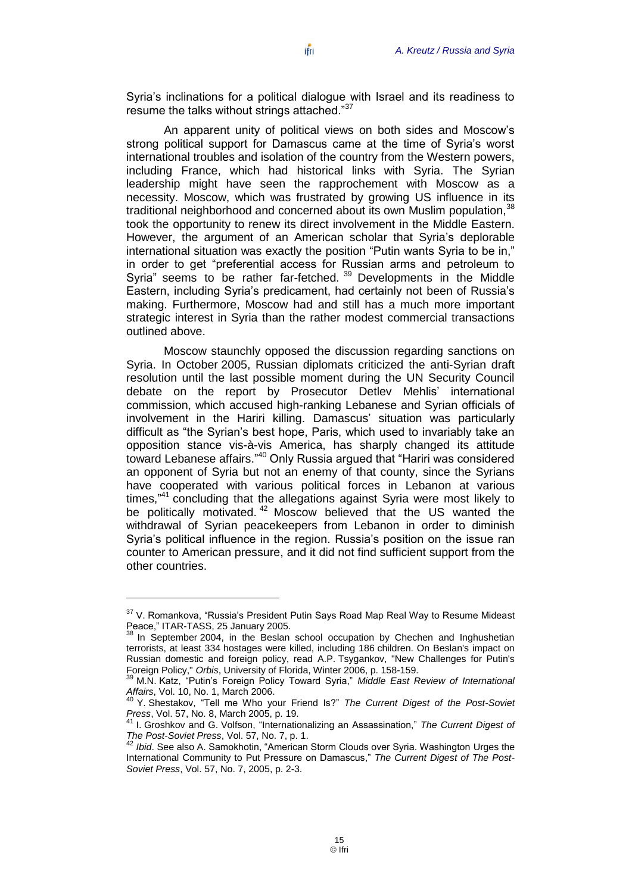Syria's inclinations for a political dialogue with Israel and its readiness to resume the talks without strings attached."[37]

An apparent unity of political views on both sides and Moscow's strong political support for Damascus came at the time of Syria's worst international troubles and isolation of the country from the Western powers, including France, which had historical links with Syria. The Syrian leadership might have seen the rapprochement with Moscow as a necessity. Moscow, which was frustrated by growing US influence in its traditional neighborhood and concerned about its own Muslim population,[38] took the opportunity to renew its direct involvement in the Middle Eastern. However, the argument of an American scholar that Syria's deplorable international situation was exactly the position "Putin wants Syria to be in," in order to get "preferential access for Russian arms and petroleum to Syria" seems to be rather far-fetched. [39] Developments in the Middle Eastern, including Syria's predicament, had certainly not been of Russia's making. Furthermore, Moscow had and still has a much more important strategic interest in Syria than the rather modest commercial transactions outlined above.

Moscow staunchly opposed the discussion regarding sanctions on Syria. In October 2005, Russian diplomats criticized the anti-Syrian draft resolution until the last possible moment during the UN Security Council debate on the report by Prosecutor Detlev Mehlis' international commission, which accused high-ranking Lebanese and Syrian officials of involvement in the Hariri killing. Damascus' situation was particularly difficult as "the Syrian's best hope, Paris, which used to invariably take an opposition stance vis-à-vis America, has sharply changed its attitude toward Lebanese affairs."[40] Only Russia argued that "Hariri was considered an opponent of Syria but not an enemy of that county, since the Syrians have cooperated with various political forces in Lebanon at various times,"[41] concluding that the allegations against Syria were most likely to be politically motivated. [42] Moscow believed that the US wanted the withdrawal of Syrian peacekeepers from Lebanon in order to diminish Syria's political influence in the region. Russia's position on the issue ran counter to American pressure, and it did not find sufficient support from the other countries.

---

[37] V. Romankova, "Russia's President Putin Says Road Map Real Way to Resume Mideast Peace," ITAR-TASS, 25 January 2005.

[38] In September 2004, in the Beslan school occupation by Chechen and Inghushetian terrorists, at least 334 hostages were killed, including 186 children. On Beslan's impact on Russian domestic and foreign policy, read A.P. Tsygankov, "New Challenges for Putin's Foreign Policy," *Orbis*, University of Florida, Winter 2006, p. 158-159.

[39] M.N. Katz, "Putin's Foreign Policy Toward Syria," *Middle East Review of International Affairs*, Vol. 10, No. 1, March 2006.

[40] Y. Shestakov, "Tell me Who your Friend Is?" *The Current Digest of the Post-Soviet Press*, Vol. 57, No. 8, March 2005, p. 19.

[41] I. Groshkov and G. Volfson, "Internationalizing an Assassination," *The Current Digest of The Post-Soviet Press*, Vol. 57, No. 7, p. 1.

[42] *Ibid*. See also A. Samokhotin, "American Storm Clouds over Syria. Washington Urges the International Community to Put Pressure on Damascus," *The Current Digest of The Post-Soviet Press*, Vol. 57, No. 7, 2005, p. 2-3.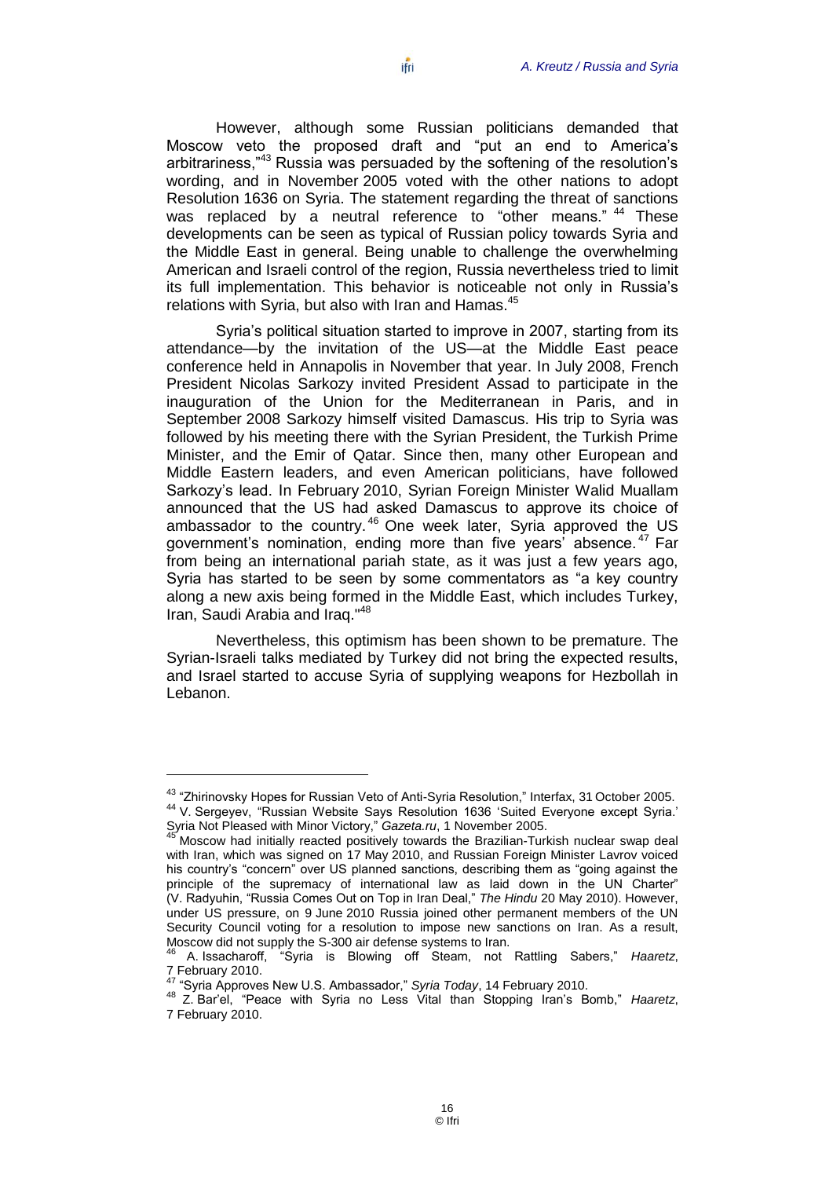However, although some Russian politicians demanded that Moscow veto the proposed draft and "put an end to America's arbitrariness,"[43] Russia was persuaded by the softening of the resolution's wording, and in November 2005 voted with the other nations to adopt Resolution 1636 on Syria. The statement regarding the threat of sanctions was replaced by a neutral reference to "other means." [44] These developments can be seen as typical of Russian policy towards Syria and the Middle East in general. Being unable to challenge the overwhelming American and Israeli control of the region, Russia nevertheless tried to limit its full implementation. This behavior is noticeable not only in Russia's relations with Syria, but also with Iran and Hamas.[45]

Syria's political situation started to improve in 2007, starting from its attendance—by the invitation of the US—at the Middle East peace conference held in Annapolis in November that year. In July 2008, French President Nicolas Sarkozy invited President Assad to participate in the inauguration of the Union for the Mediterranean in Paris, and in September 2008 Sarkozy himself visited Damascus. His trip to Syria was followed by his meeting there with the Syrian President, the Turkish Prime Minister, and the Emir of Qatar. Since then, many other European and Middle Eastern leaders, and even American politicians, have followed Sarkozy's lead. In February 2010, Syrian Foreign Minister Walid Muallam announced that the US had asked Damascus to approve its choice of ambassador to the country. [46] One week later, Syria approved the US government's nomination, ending more than five years' absence. [47] Far from being an international pariah state, as it was just a few years ago, Syria has started to be seen by some commentators as "a key country along a new axis being formed in the Middle East, which includes Turkey, Iran, Saudi Arabia and Iraq."[48]

Nevertheless, this optimism has been shown to be premature. The Syrian-Israeli talks mediated by Turkey did not bring the expected results, and Israel started to accuse Syria of supplying weapons for Hezbollah in Lebanon.

---

[43] "Zhirinovsky Hopes for Russian Veto of Anti-Syria Resolution," Interfax, 31 October 2005.

[44] V. Sergeyev, "Russian Website Says Resolution 1636 'Suited Everyone except Syria.' Syria Not Pleased with Minor Victory," *Gazeta.ru*, 1 November 2005.

[45] Moscow had initially reacted positively towards the Brazilian-Turkish nuclear swap deal with Iran, which was signed on 17 May 2010, and Russian Foreign Minister Lavrov voiced his country's "concern" over US planned sanctions, describing them as "going against the principle of the supremacy of international law as laid down in the UN Charter" (V. Radyuhin, "Russia Comes Out on Top in Iran Deal," *The Hindu* 20 May 2010). However, under US pressure, on 9 June 2010 Russia joined other permanent members of the UN Security Council voting for a resolution to impose new sanctions on Iran. As a result, Moscow did not supply the S-300 air defense systems to Iran.

[46] A. Issacharoff, "Syria is Blowing off Steam, not Rattling Sabers," *Haaretz*, 7 February 2010.

[47] "Syria Approves New U.S. Ambassador," *Syria Today*, 14 February 2010.

[48] Z. Bar'el, "Peace with Syria no Less Vital than Stopping Iran's Bomb," *Haaretz*, 7 February 2010.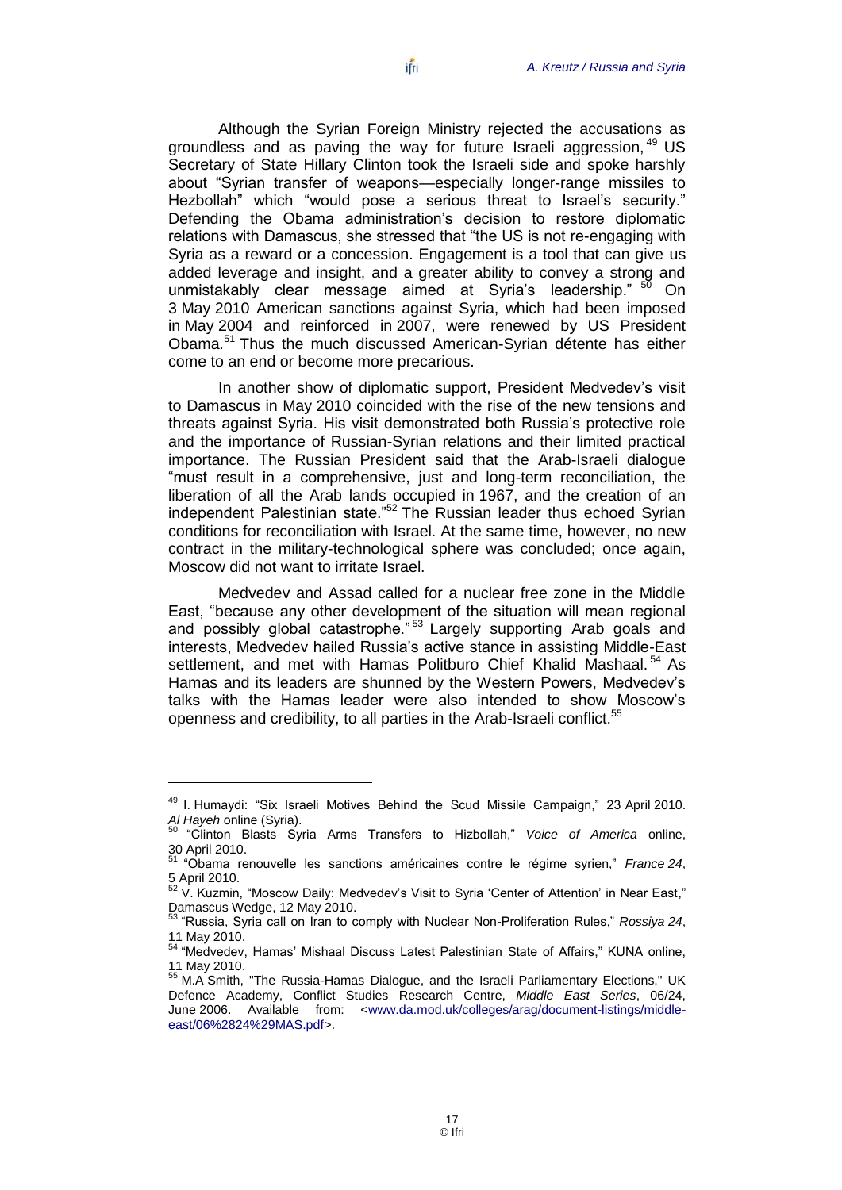Although the Syrian Foreign Ministry rejected the accusations as groundless and as paving the way for future Israeli aggression,[49] US Secretary of State Hillary Clinton took the Israeli side and spoke harshly about "Syrian transfer of weapons—especially longer-range missiles to Hezbollah" which "would pose a serious threat to Israel's security." Defending the Obama administration's decision to restore diplomatic relations with Damascus, she stressed that "the US is not re-engaging with Syria as a reward or a concession. Engagement is a tool that can give us added leverage and insight, and a greater ability to convey a strong and unmistakably clear message aimed at Syria's leadership." [50] On 3 May 2010 American sanctions against Syria, which had been imposed in May 2004 and reinforced in 2007, were renewed by US President Obama.[51] Thus the much discussed American-Syrian détente has either come to an end or become more precarious.

In another show of diplomatic support, President Medvedev's visit to Damascus in May 2010 coincided with the rise of the new tensions and threats against Syria. His visit demonstrated both Russia's protective role and the importance of Russian-Syrian relations and their limited practical importance. The Russian President said that the Arab-Israeli dialogue "must result in a comprehensive, just and long-term reconciliation, the liberation of all the Arab lands occupied in 1967, and the creation of an independent Palestinian state."[52] The Russian leader thus echoed Syrian conditions for reconciliation with Israel. At the same time, however, no new contract in the military-technological sphere was concluded; once again, Moscow did not want to irritate Israel.

Medvedev and Assad called for a nuclear free zone in the Middle East, "because any other development of the situation will mean regional and possibly global catastrophe."[53] Largely supporting Arab goals and interests, Medvedev hailed Russia's active stance in assisting Middle-East settlement, and met with Hamas Politburo Chief Khalid Mashaal.[54] As Hamas and its leaders are shunned by the Western Powers, Medvedev's talks with the Hamas leader were also intended to show Moscow's openness and credibility, to all parties in the Arab-Israeli conflict.[55]

---

[49] I. Humaydi: "Six Israeli Motives Behind the Scud Missile Campaign," 23 April 2010. *Al Hayeh* online (Syria).

[50] "Clinton Blasts Syria Arms Transfers to Hizbollah," *Voice of America* online, 30 April 2010.

[51] "Obama renouvelle les sanctions américaines contre le régime syrien," *France 24*, 5 April 2010.

[52] V. Kuzmin, "Moscow Daily: Medvedev's Visit to Syria 'Center of Attention' in Near East," Damascus Wedge, 12 May 2010.

[53] "Russia, Syria call on Iran to comply with Nuclear Non-Proliferation Rules," *Rossiya 24*, 11 May 2010.

[54] "Medvedev, Hamas' Mishaal Discuss Latest Palestinian State of Affairs," KUNA online, 11 May 2010.

[55] M.A Smith, "The Russia-Hamas Dialogue, and the Israeli Parliamentary Elections," UK Defence Academy, Conflict Studies Research Centre, *Middle East Series*, 06/24, June 2006. Available from: <www.da.mod.uk/colleges/arag/document-listings/middle-east/06%2824%29MAS.pdf>.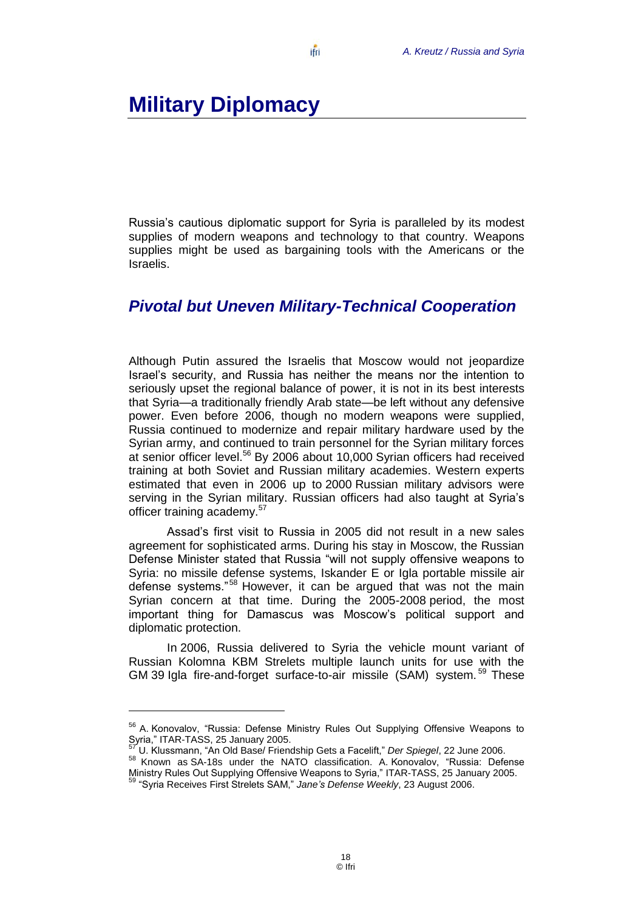# Military Diplomacy

Russia's cautious diplomatic support for Syria is paralleled by its modest supplies of modern weapons and technology to that country. Weapons supplies might be used as bargaining tools with the Americans or the Israelis.

## *Pivotal but Uneven Military-Technical Cooperation*

Although Putin assured the Israelis that Moscow would not jeopardize Israel's security, and Russia has neither the means nor the intention to seriously upset the regional balance of power, it is not in its best interests that Syria—a traditionally friendly Arab state—be left without any defensive power. Even before 2006, though no modern weapons were supplied, Russia continued to modernize and repair military hardware used by the Syrian army, and continued to train personnel for the Syrian military forces at senior officer level.[56] By 2006 about 10,000 Syrian officers had received training at both Soviet and Russian military academies. Western experts estimated that even in 2006 up to 2000 Russian military advisors were serving in the Syrian military. Russian officers had also taught at Syria's officer training academy.[57]

Assad's first visit to Russia in 2005 did not result in a new sales agreement for sophisticated arms. During his stay in Moscow, the Russian Defense Minister stated that Russia "will not supply offensive weapons to Syria: no missile defense systems, Iskander E or Igla portable missile air defense systems."[58] However, it can be argued that was not the main Syrian concern at that time. During the 2005-2008 period, the most important thing for Damascus was Moscow's political support and diplomatic protection.

In 2006, Russia delivered to Syria the vehicle mount variant of Russian Kolomna KBM Strelets multiple launch units for use with the GM 39 Igla fire-and-forget surface-to-air missile (SAM) system.[59] These

---

[56] A. Konovalov, "Russia: Defense Ministry Rules Out Supplying Offensive Weapons to Syria," ITAR-TASS, 25 January 2005.

[57] U. Klussmann, "An Old Base/ Friendship Gets a Facelift," *Der Spiegel*, 22 June 2006.

[58] Known as SA-18s under the NATO classification. A. Konovalov, "Russia: Defense Ministry Rules Out Supplying Offensive Weapons to Syria," ITAR-TASS, 25 January 2005.

[59] "Syria Receives First Strelets SAM," *Jane's Defense Weekly*, 23 August 2006.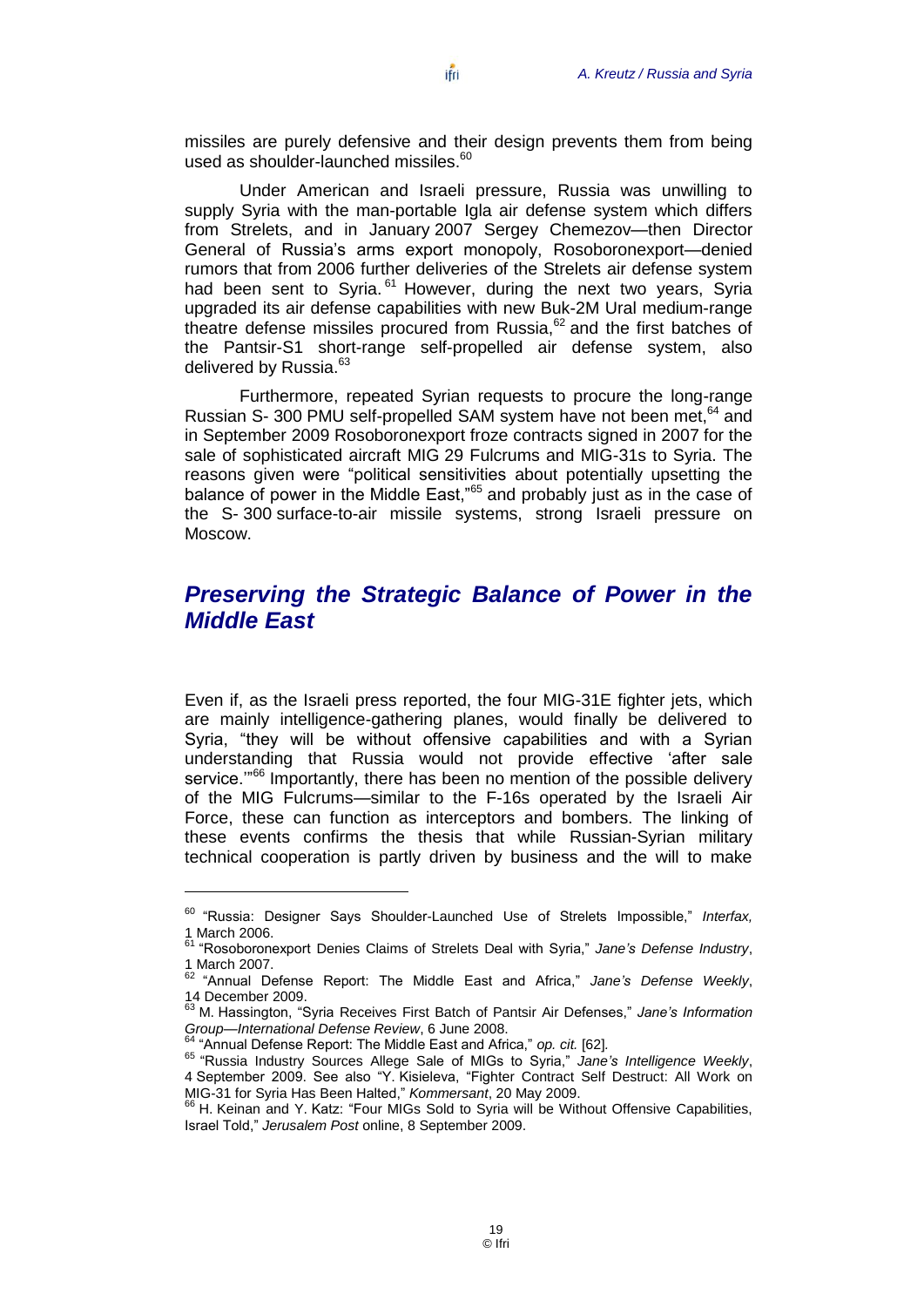missiles are purely defensive and their design prevents them from being used as shoulder-launched missiles.[60]

Under American and Israeli pressure, Russia was unwilling to supply Syria with the man-portable Igla air defense system which differs from Strelets, and in January 2007 Sergey Chemezov—then Director General of Russia's arms export monopoly, Rosoboronexport—denied rumors that from 2006 further deliveries of the Strelets air defense system had been sent to Syria.[61] However, during the next two years, Syria upgraded its air defense capabilities with new Buk-2M Ural medium-range theatre defense missiles procured from Russia,[62] and the first batches of the Pantsir-S1 short-range self-propelled air defense system, also delivered by Russia.[63]

Furthermore, repeated Syrian requests to procure the long-range Russian S- 300 PMU self-propelled SAM system have not been met,[64] and in September 2009 Rosoboronexport froze contracts signed in 2007 for the sale of sophisticated aircraft MIG 29 Fulcrums and MIG-31s to Syria. The reasons given were "political sensitivities about potentially upsetting the balance of power in the Middle East,"[65] and probably just as in the case of the S- 300 surface-to-air missile systems, strong Israeli pressure on Moscow.

## *Preserving the Strategic Balance of Power in the Middle East*

Even if, as the Israeli press reported, the four MIG-31E fighter jets, which are mainly intelligence-gathering planes, would finally be delivered to Syria, "they will be without offensive capabilities and with a Syrian understanding that Russia would not provide effective 'after sale service.'"[66] Importantly, there has been no mention of the possible delivery of the MIG Fulcrums—similar to the F-16s operated by the Israeli Air Force, these can function as interceptors and bombers. The linking of these events confirms the thesis that while Russian-Syrian military technical cooperation is partly driven by business and the will to make

---

[60] "Russia: Designer Says Shoulder-Launched Use of Strelets Impossible," *Interfax,* 1 March 2006.

[61] "Rosoboronexport Denies Claims of Strelets Deal with Syria," *Jane's Defense Industry*, 1 March 2007.

[62] "Annual Defense Report: The Middle East and Africa," *Jane's Defense Weekly*, 14 December 2009.

[63] M. Hassington, "Syria Receives First Batch of Pantsir Air Defenses," *Jane's Information Group—International Defense Review*, 6 June 2008.

[64] "Annual Defense Report: The Middle East and Africa," *op. cit.* [62].

[65] "Russia Industry Sources Allege Sale of MIGs to Syria," *Jane's Intelligence Weekly*, 4 September 2009. See also "Y. Kisieleva, "Fighter Contract Self Destruct: All Work on MIG-31 for Syria Has Been Halted," *Kommersant*, 20 May 2009.

[66] H. Keinan and Y. Katz: "Four MIGs Sold to Syria will be Without Offensive Capabilities, Israel Told," *Jerusalem Post* online, 8 September 2009.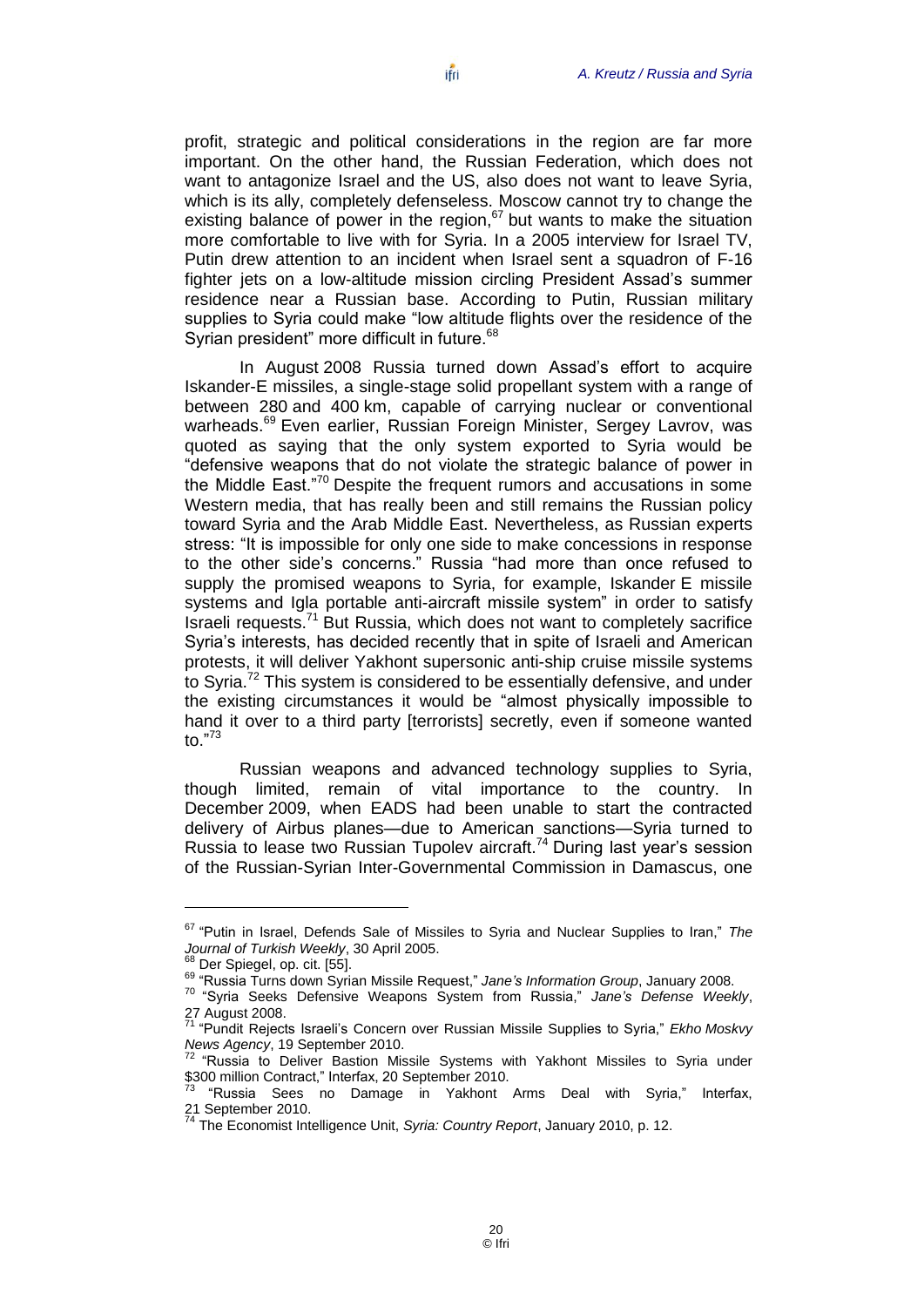profit, strategic and political considerations in the region are far more important. On the other hand, the Russian Federation, which does not want to antagonize Israel and the US, also does not want to leave Syria, which is its ally, completely defenseless. Moscow cannot try to change the existing balance of power in the region,[67] but wants to make the situation more comfortable to live with for Syria. In a 2005 interview for Israel TV, Putin drew attention to an incident when Israel sent a squadron of F-16 fighter jets on a low-altitude mission circling President Assad's summer residence near a Russian base. According to Putin, Russian military supplies to Syria could make "low altitude flights over the residence of the Syrian president" more difficult in future.[68]

In August 2008 Russia turned down Assad's effort to acquire Iskander-E missiles, a single-stage solid propellant system with a range of between 280 and 400 km, capable of carrying nuclear or conventional warheads.[69] Even earlier, Russian Foreign Minister, Sergey Lavrov, was quoted as saying that the only system exported to Syria would be "defensive weapons that do not violate the strategic balance of power in the Middle East."[70] Despite the frequent rumors and accusations in some Western media, that has really been and still remains the Russian policy toward Syria and the Arab Middle East. Nevertheless, as Russian experts stress: "It is impossible for only one side to make concessions in response to the other side's concerns." Russia "had more than once refused to supply the promised weapons to Syria, for example, Iskander E missile systems and Igla portable anti-aircraft missile system" in order to satisfy Israeli requests.[71] But Russia, which does not want to completely sacrifice Syria's interests, has decided recently that in spite of Israeli and American protests, it will deliver Yakhont supersonic anti-ship cruise missile systems to Syria.[72] This system is considered to be essentially defensive, and under the existing circumstances it would be "almost physically impossible to hand it over to a third party [terrorists] secretly, even if someone wanted to."[73]

Russian weapons and advanced technology supplies to Syria, though limited, remain of vital importance to the country. In December 2009, when EADS had been unable to start the contracted delivery of Airbus planes—due to American sanctions—Syria turned to Russia to lease two Russian Tupolev aircraft.[74] During last year's session of the Russian-Syrian Inter-Governmental Commission in Damascus, one

---

[67] "Putin in Israel, Defends Sale of Missiles to Syria and Nuclear Supplies to Iran," *The Journal of Turkish Weekly*, 30 April 2005.

[68] Der Spiegel, op. cit. [55].

[69] "Russia Turns down Syrian Missile Request," *Jane's Information Group*, January 2008.

[70] "Syria Seeks Defensive Weapons System from Russia," *Jane's Defense Weekly*, 27 August 2008.

[71] "Pundit Rejects Israeli's Concern over Russian Missile Supplies to Syria," *Ekho Moskvy News Agency*, 19 September 2010.

[72] "Russia to Deliver Bastion Missile Systems with Yakhont Missiles to Syria under $300 million Contract," Interfax, 20 September 2010.

[73] "Russia Sees no Damage in Yakhont Arms Deal with Syria," Interfax, 21 September 2010.

[74] The Economist Intelligence Unit, *Syria: Country Report*, January 2010, p. 12.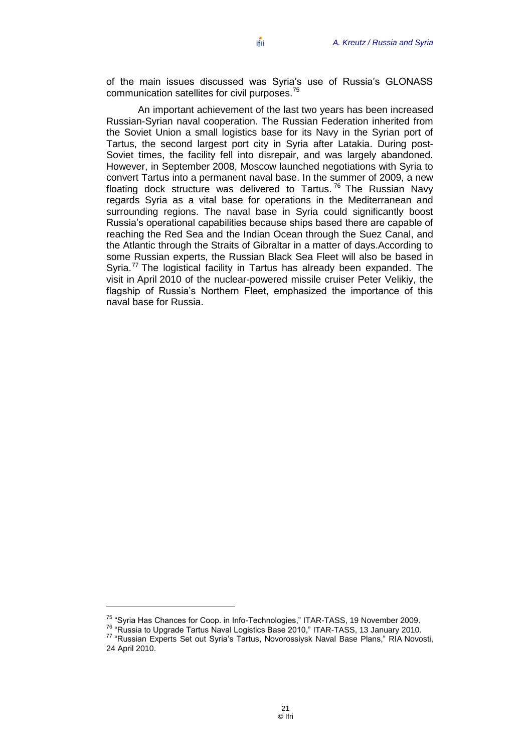of the main issues discussed was Syria's use of Russia's GLONASS communication satellites for civil purposes.[75]

An important achievement of the last two years has been increased Russian-Syrian naval cooperation. The Russian Federation inherited from the Soviet Union a small logistics base for its Navy in the Syrian port of Tartus, the second largest port city in Syria after Latakia. During post-Soviet times, the facility fell into disrepair, and was largely abandoned. However, in September 2008, Moscow launched negotiations with Syria to convert Tartus into a permanent naval base. In the summer of 2009, a new floating dock structure was delivered to Tartus.[76] The Russian Navy regards Syria as a vital base for operations in the Mediterranean and surrounding regions. The naval base in Syria could significantly boost Russia's operational capabilities because ships based there are capable of reaching the Red Sea and the Indian Ocean through the Suez Canal, and the Atlantic through the Straits of Gibraltar in a matter of days.According to some Russian experts, the Russian Black Sea Fleet will also be based in Syria.[77] The logistical facility in Tartus has already been expanded. The visit in April 2010 of the nuclear-powered missile cruiser Peter Velikiy, the flagship of Russia's Northern Fleet, emphasized the importance of this naval base for Russia.

---

[75] "Syria Has Chances for Coop. in Info-Technologies," ITAR-TASS, 19 November 2009.

[76] "Russia to Upgrade Tartus Naval Logistics Base 2010," ITAR-TASS, 13 January 2010.

[77] "Russian Experts Set out Syria's Tartus, Novorossiysk Naval Base Plans," RIA Novosti, 24 April 2010.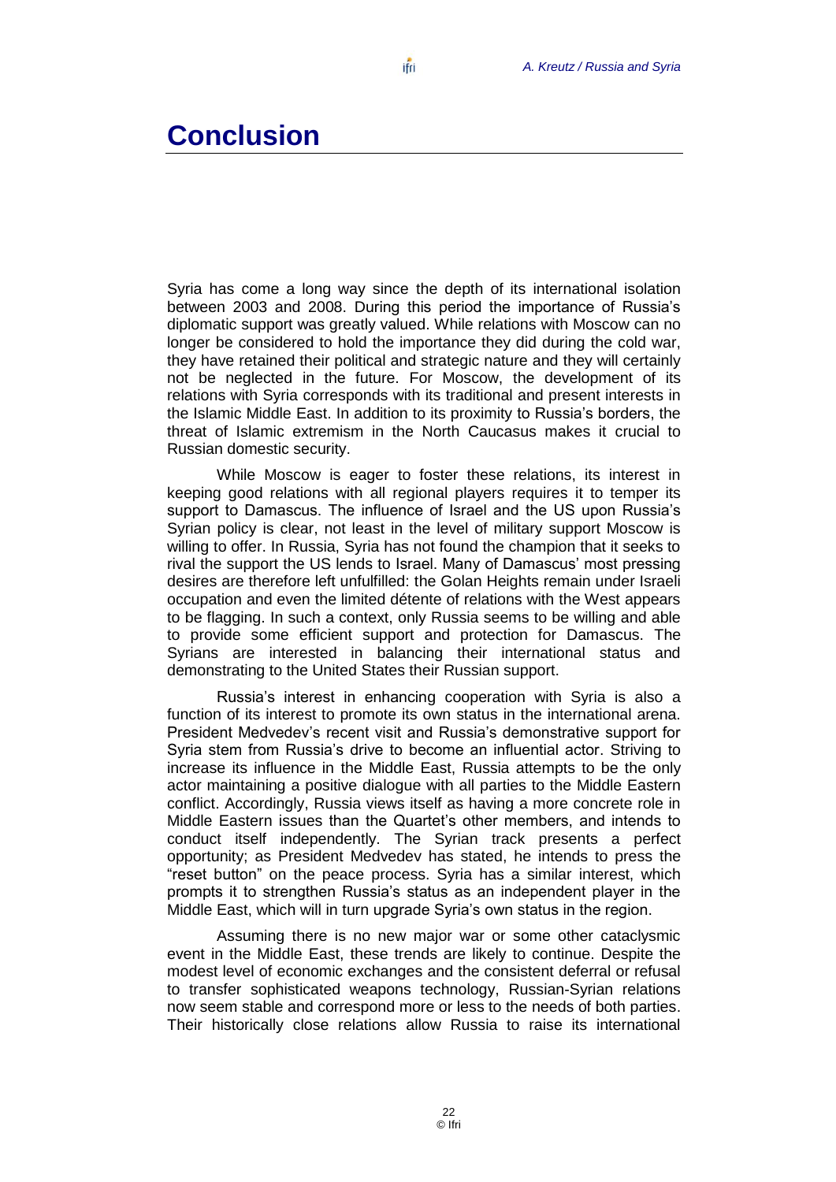# Conclusion

Syria has come a long way since the depth of its international isolation between 2003 and 2008. During this period the importance of Russia's diplomatic support was greatly valued. While relations with Moscow can no longer be considered to hold the importance they did during the cold war, they have retained their political and strategic nature and they will certainly not be neglected in the future. For Moscow, the development of its relations with Syria corresponds with its traditional and present interests in the Islamic Middle East. In addition to its proximity to Russia's borders, the threat of Islamic extremism in the North Caucasus makes it crucial to Russian domestic security.

While Moscow is eager to foster these relations, its interest in keeping good relations with all regional players requires it to temper its support to Damascus. The influence of Israel and the US upon Russia's Syrian policy is clear, not least in the level of military support Moscow is willing to offer. In Russia, Syria has not found the champion that it seeks to rival the support the US lends to Israel. Many of Damascus' most pressing desires are therefore left unfulfilled: the Golan Heights remain under Israeli occupation and even the limited détente of relations with the West appears to be flagging. In such a context, only Russia seems to be willing and able to provide some efficient support and protection for Damascus. The Syrians are interested in balancing their international status and demonstrating to the United States their Russian support.

Russia's interest in enhancing cooperation with Syria is also a function of its interest to promote its own status in the international arena. President Medvedev's recent visit and Russia's demonstrative support for Syria stem from Russia's drive to become an influential actor. Striving to increase its influence in the Middle East, Russia attempts to be the only actor maintaining a positive dialogue with all parties to the Middle Eastern conflict. Accordingly, Russia views itself as having a more concrete role in Middle Eastern issues than the Quartet's other members, and intends to conduct itself independently. The Syrian track presents a perfect opportunity; as President Medvedev has stated, he intends to press the "reset button" on the peace process. Syria has a similar interest, which prompts it to strengthen Russia's status as an independent player in the Middle East, which will in turn upgrade Syria's own status in the region.

Assuming there is no new major war or some other cataclysmic event in the Middle East, these trends are likely to continue. Despite the modest level of economic exchanges and the consistent deferral or refusal to transfer sophisticated weapons technology, Russian-Syrian relations now seem stable and correspond more or less to the needs of both parties. Their historically close relations allow Russia to raise its international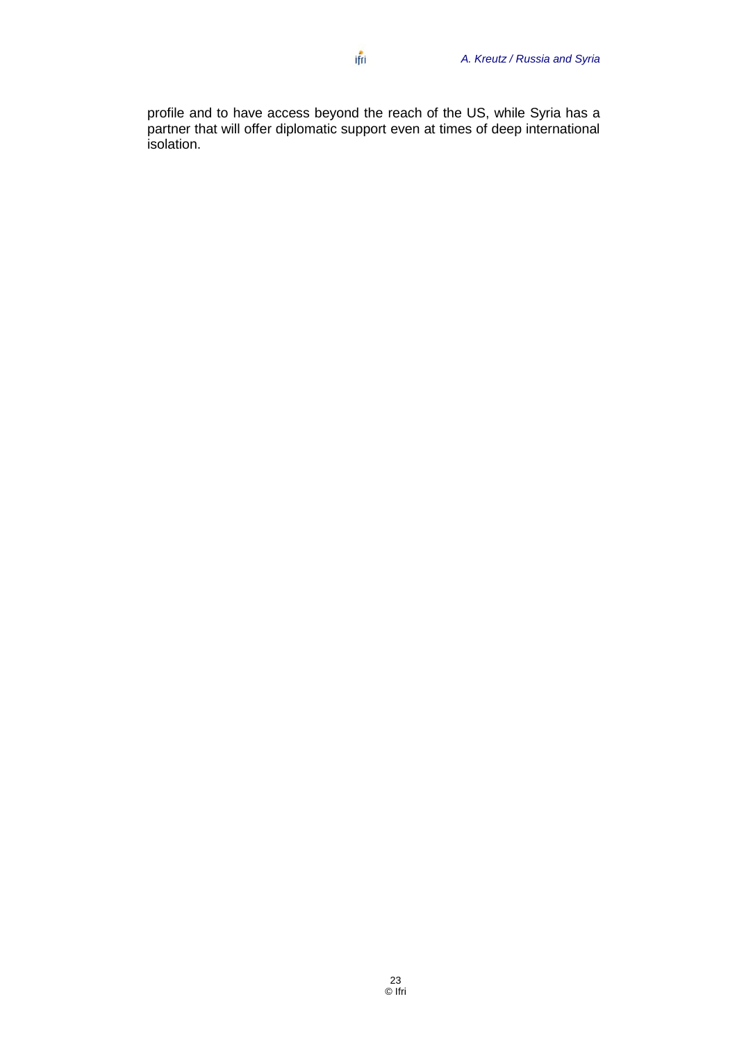profile and to have access beyond the reach of the US, while Syria has a partner that will offer diplomatic support even at times of deep international isolation.